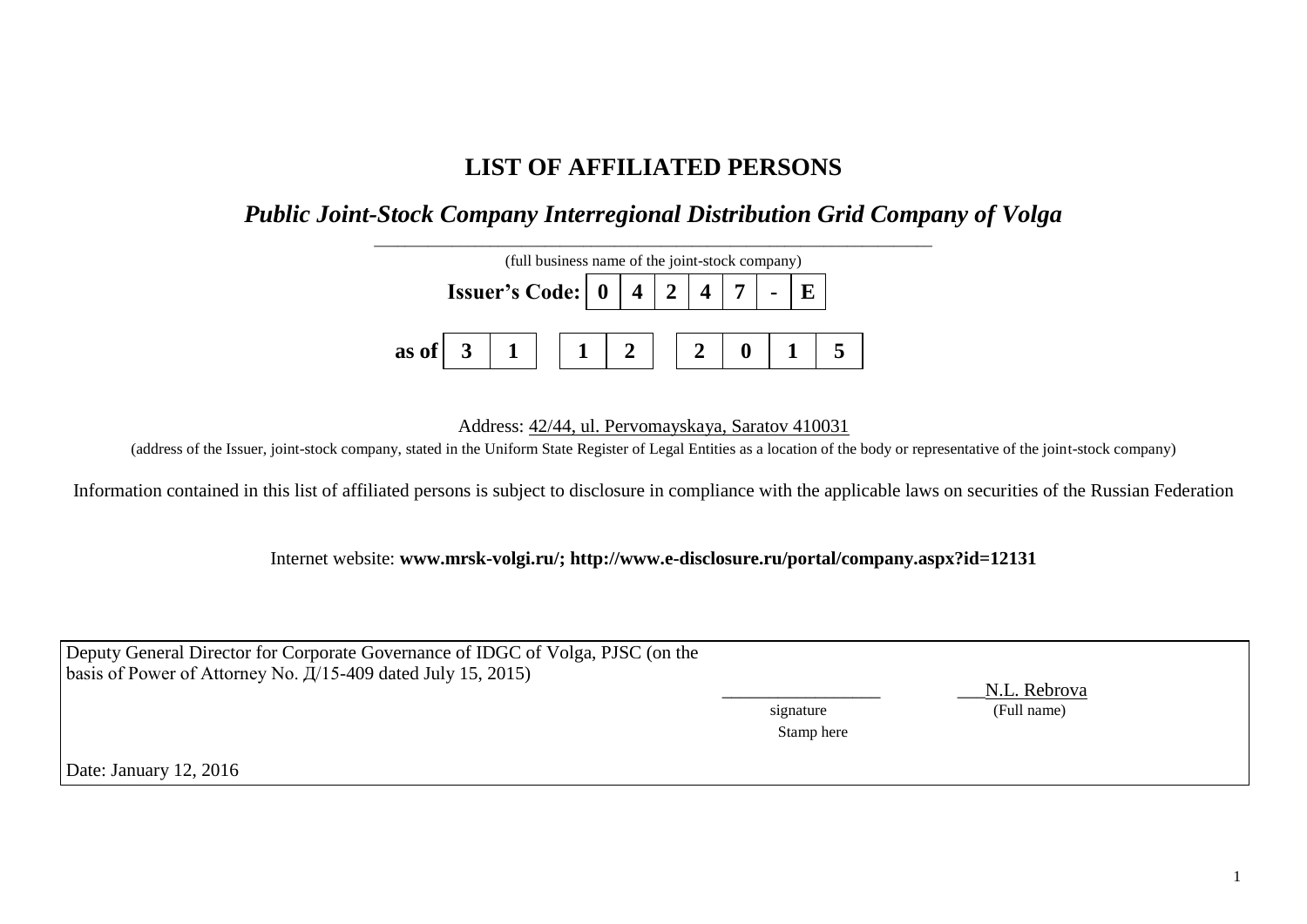# LIST OF AFFILIATED PERSONS

## *Public Joint-Stock Company Interregional Distribution Grid Company of Volga*

(full business name of the joint-stock company)

| **Issuer's Code:** | **0** | **4** | **2** | **4** | **7** | **-** | **E** |
|---|---|---|---|---|---|---|---|

| **as of** | **3** | **1** | | **1** | **2** | | **2** | **0** | **1** | **5** |
|---|---|---|---|---|---|---|---|---|---|---|

Address: 42/44, ul. Pervomayskaya, Saratov 410031

(address of the Issuer, joint-stock company, stated in the Uniform State Register of Legal Entities as a location of the body or representative of the joint-stock company)

Information contained in this list of affiliated persons is subject to disclosure in compliance with the applicable laws on securities of the Russian Federation

Internet website: **www.mrsk-volgi.ru/; http://www.e-disclosure.ru/portal/company.aspx?id=12131**

| | | |
|---|---|---|
| Deputy General Director for Corporate Governance of IDGC of Volga, PJSC (on the basis of Power of Attorney No. Д/15-409 dated July 15, 2015) | _________________ signature Stamp here | N.L. Rebrova (Full name) |
| Date: January 12, 2016 | | |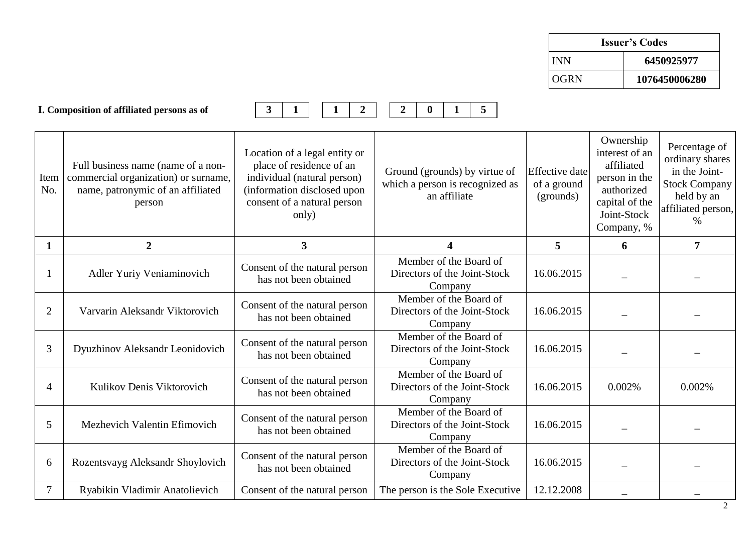| Issuer's Codes | |
|---|---|
| INN | 6450925977 |
| OGRN | 1076450006280 |

**I. Composition of affiliated persons as of** 31 12 2015

| Item No. | Full business name (name of a non-commercial organization) or surname, name, patronymic of an affiliated person | Location of a legal entity or place of residence of an individual (natural person) (information disclosed upon consent of a natural person only) | Ground (grounds) by virtue of which a person is recognized as an affiliate | Effective date of a ground (grounds) | Ownership interest of an affiliated person in the authorized capital of the Joint-Stock Company, % | Percentage of ordinary shares in the Joint-Stock Company held by an affiliated person, % |
|---|---|---|---|---|---|---|
| **1** | **2** | **3** | **4** | **5** | **6** | **7** |
| 1 | Adler Yuriy Veniaminovich | Consent of the natural person has not been obtained | Member of the Board of Directors of the Joint-Stock Company | 16.06.2015 | – | – |
| 2 | Varvarin Aleksandr Viktorovich | Consent of the natural person has not been obtained | Member of the Board of Directors of the Joint-Stock Company | 16.06.2015 | – | – |
| 3 | Dyuzhinov Aleksandr Leonidovich | Consent of the natural person has not been obtained | Member of the Board of Directors of the Joint-Stock Company | 16.06.2015 | – | – |
| 4 | Kulikov Denis Viktorovich | Consent of the natural person has not been obtained | Member of the Board of Directors of the Joint-Stock Company | 16.06.2015 | 0.002% | 0.002% |
| 5 | Mezhevich Valentin Efimovich | Consent of the natural person has not been obtained | Member of the Board of Directors of the Joint-Stock Company | 16.06.2015 | – | – |
| 6 | Rozentsvayg Aleksandr Shoylovich | Consent of the natural person has not been obtained | Member of the Board of Directors of the Joint-Stock Company | 16.06.2015 | – | – |
| 7 | Ryabikin Vladimir Anatolievich | Consent of the natural person | The person is the Sole Executive | 12.12.2008 | – | – |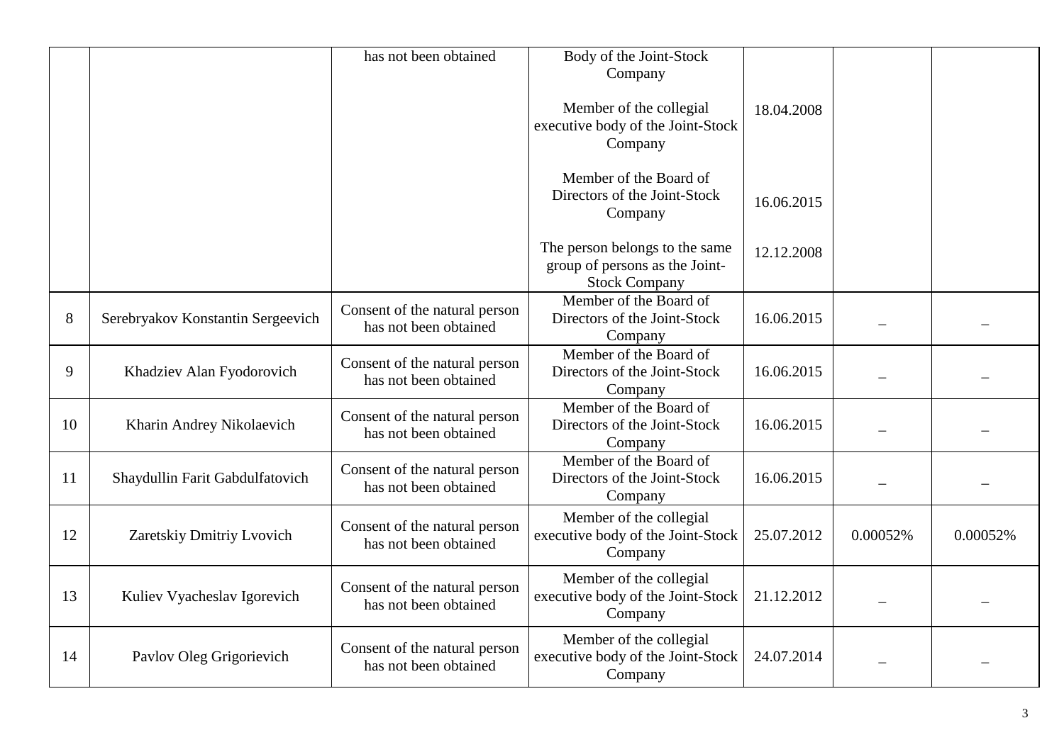| | | | | | | |
|---|---|---|---|---|---|---|
| | | has not been obtained | Body of the Joint-Stock Company<br><br>Member of the collegial executive body of the Joint-Stock Company<br><br>Member of the Board of Directors of the Joint-Stock Company<br><br>The person belongs to the same group of persons as the Joint-Stock Company | <br><br>18.04.2008<br><br>16.06.2015<br><br>12.12.2008 | | |
| 8 | Serebryakov Konstantin Sergeevich | Consent of the natural person has not been obtained | Member of the Board of Directors of the Joint-Stock Company | 16.06.2015 | – | – |
| 9 | Khadziev Alan Fyodorovich | Consent of the natural person has not been obtained | Member of the Board of Directors of the Joint-Stock Company | 16.06.2015 | – | – |
| 10 | Kharin Andrey Nikolaevich | Consent of the natural person has not been obtained | Member of the Board of Directors of the Joint-Stock Company | 16.06.2015 | – | – |
| 11 | Shaydullin Farit Gabdulfatovich | Consent of the natural person has not been obtained | Member of the Board of Directors of the Joint-Stock Company | 16.06.2015 | – | – |
| 12 | Zaretskiy Dmitriy Lvovich | Consent of the natural person has not been obtained | Member of the collegial executive body of the Joint-Stock Company | 25.07.2012 | 0.00052% | 0.00052% |
| 13 | Kuliev Vyacheslav Igorevich | Consent of the natural person has not been obtained | Member of the collegial executive body of the Joint-Stock Company | 21.12.2012 | – | – |
| 14 | Pavlov Oleg Grigorievich | Consent of the natural person has not been obtained | Member of the collegial executive body of the Joint-Stock Company | 24.07.2014 | – | – |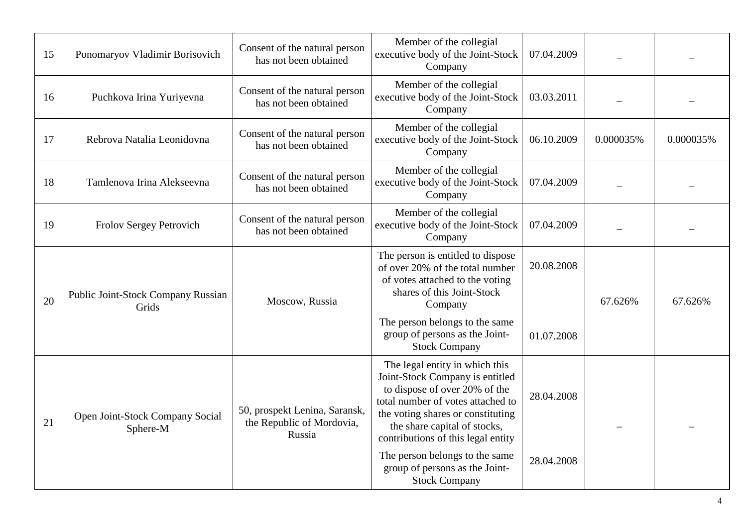| 15 | Ponomaryov Vladimir Borisovich | Consent of the natural person has not been obtained | Member of the collegial executive body of the Joint-Stock Company | 07.04.2009 | – | – |
|---|---|---|---|---|---|---|
| 16 | Puchkova Irina Yuriyevna | Consent of the natural person has not been obtained | Member of the collegial executive body of the Joint-Stock Company | 03.03.2011 | – | – |
| 17 | Rebrova Natalia Leonidovna | Consent of the natural person has not been obtained | Member of the collegial executive body of the Joint-Stock Company | 06.10.2009 | 0.000035% | 0.000035% |
| 18 | Tamlenova Irina Alekseevna | Consent of the natural person has not been obtained | Member of the collegial executive body of the Joint-Stock Company | 07.04.2009 | – | – |
| 19 | Frolov Sergey Petrovich | Consent of the natural person has not been obtained | Member of the collegial executive body of the Joint-Stock Company | 07.04.2009 | – | – |
| 20 | Public Joint-Stock Company Russian Grids | Moscow, Russia | The person is entitled to dispose of over 20% of the total number of votes attached to the voting shares of this Joint-Stock Company | 20.08.2008 | 67.626% | 67.626% |
| | | | The person belongs to the same group of persons as the Joint-Stock Company | 01.07.2008 | | |
| 21 | Open Joint-Stock Company Social Sphere-M | 50, prospekt Lenina, Saransk, the Republic of Mordovia, Russia | The legal entity in which this Joint-Stock Company is entitled to dispose of over 20% of the total number of votes attached to the voting shares or constituting the share capital of stocks, contributions of this legal entity | 28.04.2008 | – | – |
| | | | The person belongs to the same group of persons as the Joint-Stock Company | 28.04.2008 | | |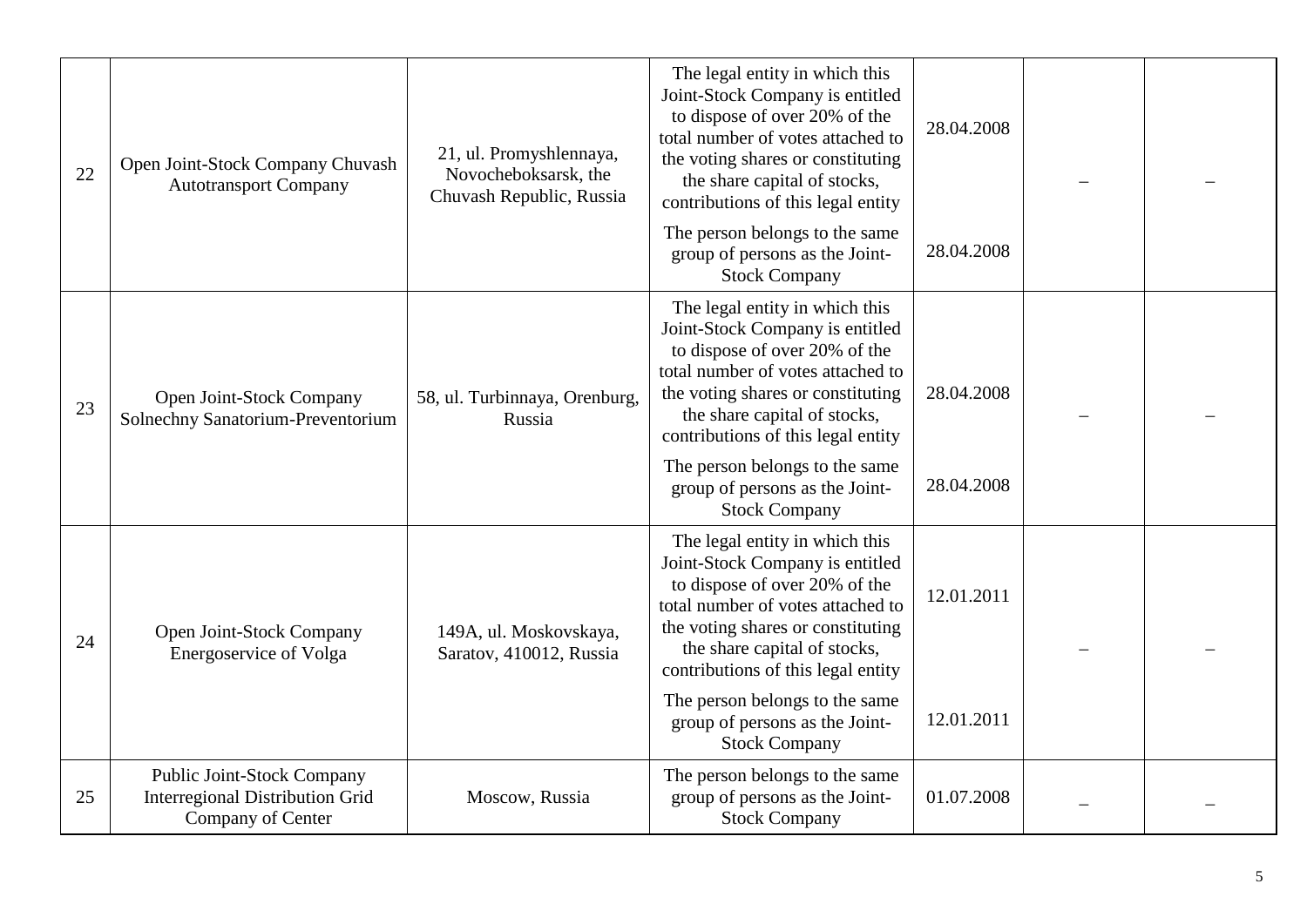| | | | | | | |
|---|---|---|---|---|---|---|
| 22 | Open Joint-Stock Company Chuvash Autotransport Company | 21, ul. Promyshlennaya, Novocheboksarsk, the Chuvash Republic, Russia | The legal entity in which this Joint-Stock Company is entitled to dispose of over 20% of the total number of votes attached to the voting shares or constituting the share capital of stocks, contributions of this legal entity<br><br>The person belongs to the same group of persons as the Joint-Stock Company | 28.04.2008<br><br>28.04.2008 | – | – |
| 23 | Open Joint-Stock Company Solnechny Sanatorium-Preventorium | 58, ul. Turbinnaya, Orenburg, Russia | The legal entity in which this Joint-Stock Company is entitled to dispose of over 20% of the total number of votes attached to the voting shares or constituting the share capital of stocks, contributions of this legal entity<br><br>The person belongs to the same group of persons as the Joint-Stock Company | 28.04.2008<br><br>28.04.2008 | – | – |
| 24 | Open Joint-Stock Company Energoservice of Volga | 149A, ul. Moskovskaya, Saratov, 410012, Russia | The legal entity in which this Joint-Stock Company is entitled to dispose of over 20% of the total number of votes attached to the voting shares or constituting the share capital of stocks, contributions of this legal entity<br><br>The person belongs to the same group of persons as the Joint-Stock Company | 12.01.2011<br><br>12.01.2011 | – | – |
| 25 | Public Joint-Stock Company Interregional Distribution Grid Company of Center | Moscow, Russia | The person belongs to the same group of persons as the Joint-Stock Company | 01.07.2008 | – | – |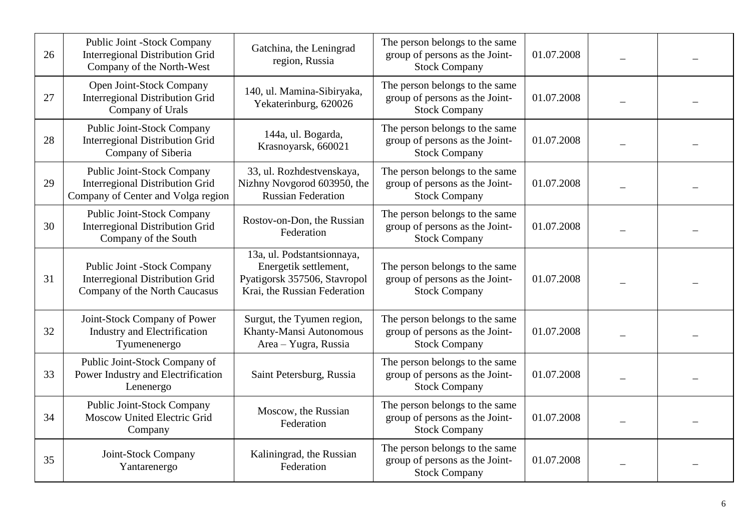| 26 | Public Joint -Stock Company Interregional Distribution Grid Company of the North-West | Gatchina, the Leningrad region, Russia | The person belongs to the same group of persons as the Joint-Stock Company | 01.07.2008 | – | – |
|---|---|---|---|---|---|---|
| 27 | Open Joint-Stock Company Interregional Distribution Grid Company of Urals | 140, ul. Mamina-Sibiryaka, Yekaterinburg, 620026 | The person belongs to the same group of persons as the Joint-Stock Company | 01.07.2008 | – | – |
| 28 | Public Joint-Stock Company Interregional Distribution Grid Company of Siberia | 144a, ul. Bogarda, Krasnoyarsk, 660021 | The person belongs to the same group of persons as the Joint-Stock Company | 01.07.2008 | – | – |
| 29 | Public Joint-Stock Company Interregional Distribution Grid Company of Center and Volga region | 33, ul. Rozhdestvenskaya, Nizhny Novgorod 603950, the Russian Federation | The person belongs to the same group of persons as the Joint-Stock Company | 01.07.2008 | – | – |
| 30 | Public Joint-Stock Company Interregional Distribution Grid Company of the South | Rostov-on-Don, the Russian Federation | The person belongs to the same group of persons as the Joint-Stock Company | 01.07.2008 | – | – |
| 31 | Public Joint -Stock Company Interregional Distribution Grid Company of the North Caucasus | 13a, ul. Podstantsionnaya, Energetik settlement, Pyatigorsk 357506, Stavropol Krai, the Russian Federation | The person belongs to the same group of persons as the Joint-Stock Company | 01.07.2008 | – | – |
| 32 | Joint-Stock Company of Power Industry and Electrification Tyumenenergo | Surgut, the Tyumen region, Khanty-Mansi Autonomous Area – Yugra, Russia | The person belongs to the same group of persons as the Joint-Stock Company | 01.07.2008 | – | – |
| 33 | Public Joint-Stock Company of Power Industry and Electrification Lenenergo | Saint Petersburg, Russia | The person belongs to the same group of persons as the Joint-Stock Company | 01.07.2008 | – | – |
| 34 | Public Joint-Stock Company Moscow United Electric Grid Company | Moscow, the Russian Federation | The person belongs to the same group of persons as the Joint-Stock Company | 01.07.2008 | – | – |
| 35 | Joint-Stock Company Yantarenergo | Kaliningrad, the Russian Federation | The person belongs to the same group of persons as the Joint-Stock Company | 01.07.2008 | – | – |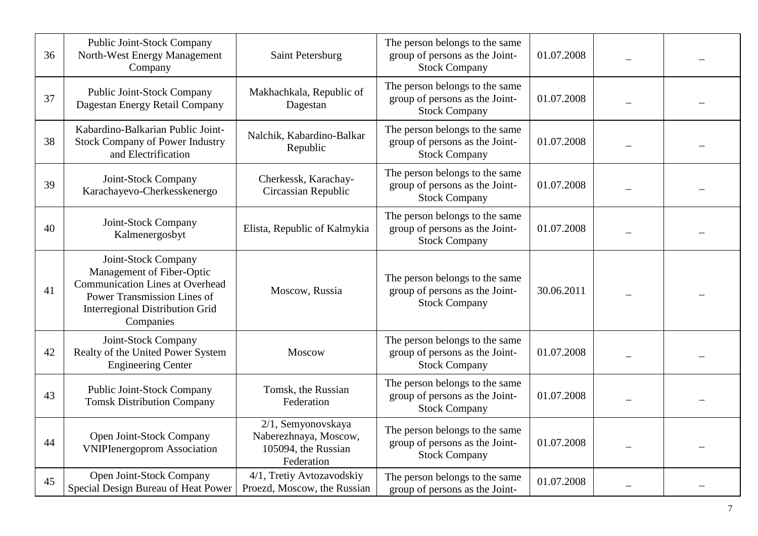| 36 | Public Joint-Stock Company North-West Energy Management Company | Saint Petersburg | The person belongs to the same group of persons as the Joint-Stock Company | 01.07.2008 | – | – |
|---|---|---|---|---|---|---|
| 37 | Public Joint-Stock Company Dagestan Energy Retail Company | Makhachkala, Republic of Dagestan | The person belongs to the same group of persons as the Joint-Stock Company | 01.07.2008 | – | – |
| 38 | Kabardino-Balkarian Public Joint-Stock Company of Power Industry and Electrification | Nalchik, Kabardino-Balkar Republic | The person belongs to the same group of persons as the Joint-Stock Company | 01.07.2008 | – | – |
| 39 | Joint-Stock Company Karachayevo-Cherkesskenergo | Cherkessk, Karachay-Circassian Republic | The person belongs to the same group of persons as the Joint-Stock Company | 01.07.2008 | – | – |
| 40 | Joint-Stock Company Kalmenergosbyt | Elista, Republic of Kalmykia | The person belongs to the same group of persons as the Joint-Stock Company | 01.07.2008 | – | – |
| 41 | Joint-Stock Company Management of Fiber-Optic Communication Lines at Overhead Power Transmission Lines of Interregional Distribution Grid Companies | Moscow, Russia | The person belongs to the same group of persons as the Joint-Stock Company | 30.06.2011 | – | – |
| 42 | Joint-Stock Company Realty of the United Power System Engineering Center | Moscow | The person belongs to the same group of persons as the Joint-Stock Company | 01.07.2008 | – | – |
| 43 | Public Joint-Stock Company Tomsk Distribution Company | Tomsk, the Russian Federation | The person belongs to the same group of persons as the Joint-Stock Company | 01.07.2008 | – | – |
| 44 | Open Joint-Stock Company VNIPIenergoprom Association | 2/1, Semyonovskaya Naberezhnaya, Moscow, 105094, the Russian Federation | The person belongs to the same group of persons as the Joint-Stock Company | 01.07.2008 | – | – |
| 45 | Open Joint-Stock Company Special Design Bureau of Heat Power | 4/1, Tretiy Avtozavodskiy Proezd, Moscow, the Russian | The person belongs to the same group of persons as the Joint- | 01.07.2008 | – | – |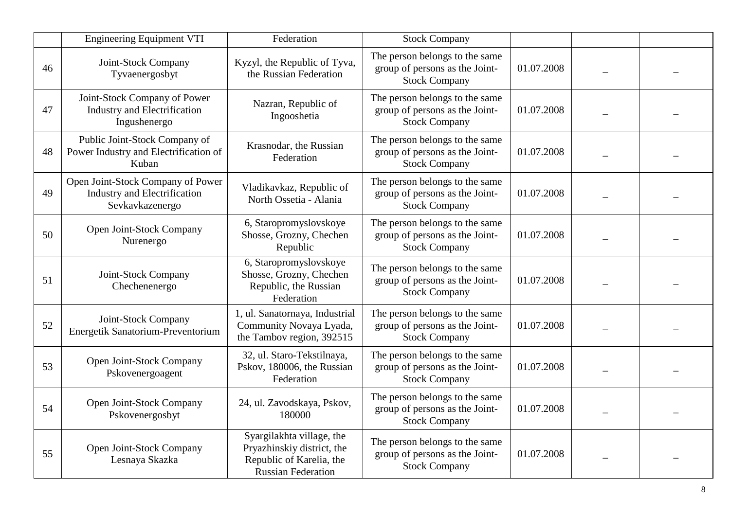|  |  |  |  |  |  |  |
|---|---|---|---|---|---|---|
|  | Engineering Equipment VTI | Federation | Stock Company |  |  |  |
| 46 | Joint-Stock Company Tyvaenergosbyt | Kyzyl, the Republic of Tyva, the Russian Federation | The person belongs to the same group of persons as the Joint-Stock Company | 01.07.2008 | – | – |
| 47 | Joint-Stock Company of Power Industry and Electrification Ingushenergo | Nazran, Republic of Ingooshetia | The person belongs to the same group of persons as the Joint-Stock Company | 01.07.2008 | – | – |
| 48 | Public Joint-Stock Company of Power Industry and Electrification of Kuban | Krasnodar, the Russian Federation | The person belongs to the same group of persons as the Joint-Stock Company | 01.07.2008 | – | – |
| 49 | Open Joint-Stock Company of Power Industry and Electrification Sevkavkazenergo | Vladikavkaz, Republic of North Ossetia - Alania | The person belongs to the same group of persons as the Joint-Stock Company | 01.07.2008 | – | – |
| 50 | Open Joint-Stock Company Nurenergo | 6, Staropromyslovskoye Shosse, Grozny, Chechen Republic | The person belongs to the same group of persons as the Joint-Stock Company | 01.07.2008 | – | – |
| 51 | Joint-Stock Company Chechenenergo | 6, Staropromyslovskoye Shosse, Grozny, Chechen Republic, the Russian Federation | The person belongs to the same group of persons as the Joint-Stock Company | 01.07.2008 | – | – |
| 52 | Joint-Stock Company Energetik Sanatorium-Preventorium | 1, ul. Sanatornaya, Industrial Community Novaya Lyada, the Tambov region, 392515 | The person belongs to the same group of persons as the Joint-Stock Company | 01.07.2008 | – | – |
| 53 | Open Joint-Stock Company Pskovenergoagent | 32, ul. Staro-Tekstilnaya, Pskov, 180006, the Russian Federation | The person belongs to the same group of persons as the Joint-Stock Company | 01.07.2008 | – | – |
| 54 | Open Joint-Stock Company Pskovenergosbyt | 24, ul. Zavodskaya, Pskov, 180000 | The person belongs to the same group of persons as the Joint-Stock Company | 01.07.2008 | – | – |
| 55 | Open Joint-Stock Company Lesnaya Skazka | Syargilakhta village, the Pryazhinskiy district, the Republic of Karelia, the Russian Federation | The person belongs to the same group of persons as the Joint-Stock Company | 01.07.2008 | – | – |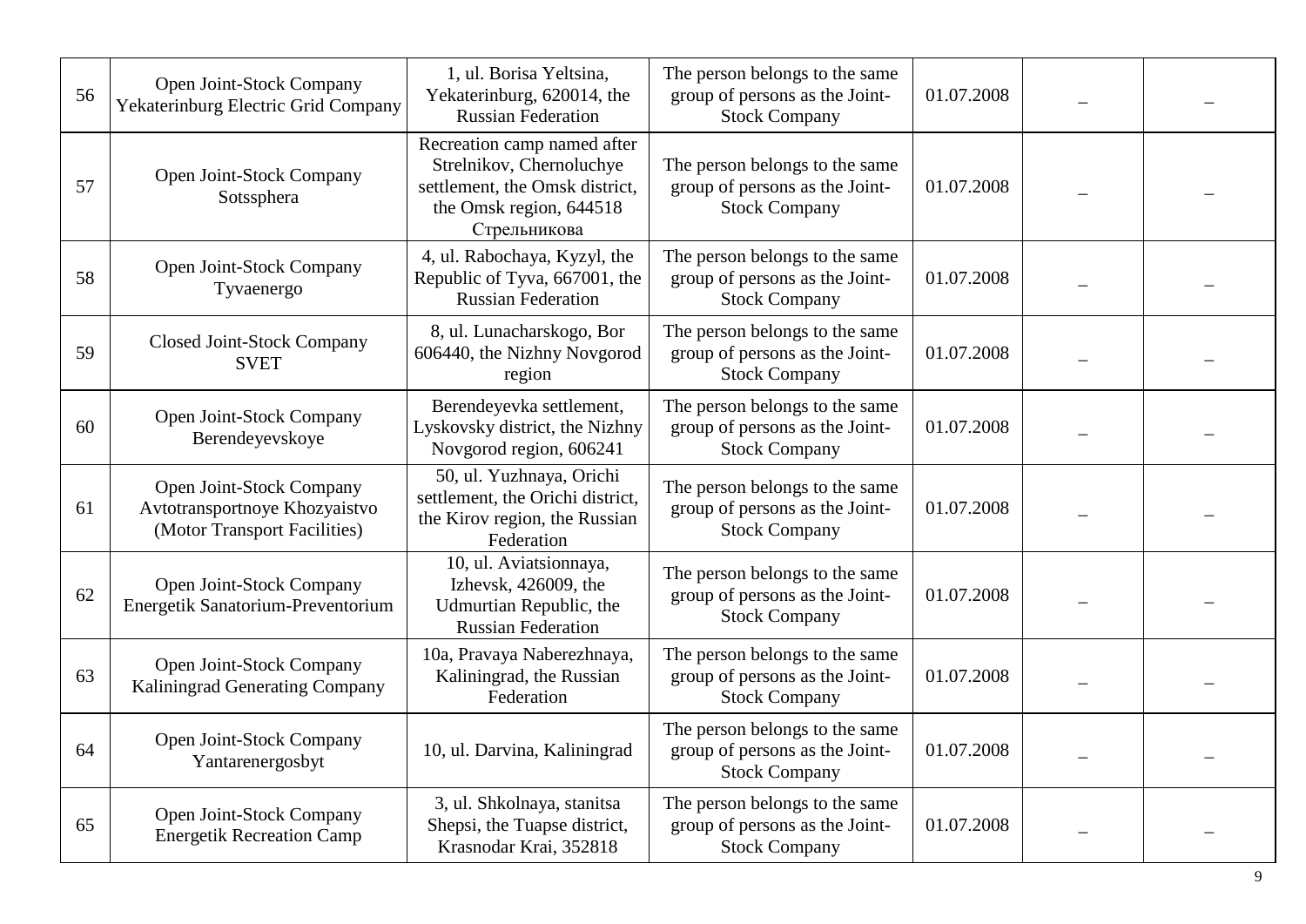| 56 | Open Joint-Stock Company Yekaterinburg Electric Grid Company | 1, ul. Borisa Yeltsina, Yekaterinburg, 620014, the Russian Federation | The person belongs to the same group of persons as the Joint-Stock Company | 01.07.2008 | – | – |
|---|---|---|---|---|---|---|
| 57 | Open Joint-Stock Company Sotssphera | Recreation camp named after Strelnikov, Chernoluchye settlement, the Omsk district, the Omsk region, 644518 Стрельникова | The person belongs to the same group of persons as the Joint-Stock Company | 01.07.2008 | – | – |
| 58 | Open Joint-Stock Company Tyvaenergo | 4, ul. Rabochaya, Kyzyl, the Republic of Tyva, 667001, the Russian Federation | The person belongs to the same group of persons as the Joint-Stock Company | 01.07.2008 | – | – |
| 59 | Closed Joint-Stock Company SVET | 8, ul. Lunacharskogo, Bor 606440, the Nizhny Novgorod region | The person belongs to the same group of persons as the Joint-Stock Company | 01.07.2008 | – | – |
| 60 | Open Joint-Stock Company Berendeyevskoye | Berendeyevka settlement, Lyskovsky district, the Nizhny Novgorod region, 606241 | The person belongs to the same group of persons as the Joint-Stock Company | 01.07.2008 | – | – |
| 61 | Open Joint-Stock Company Avtotransportnoye Khozyaistvo (Motor Transport Facilities) | 50, ul. Yuzhnaya, Orichi settlement, the Orichi district, the Kirov region, the Russian Federation | The person belongs to the same group of persons as the Joint-Stock Company | 01.07.2008 | – | – |
| 62 | Open Joint-Stock Company Energetik Sanatorium-Preventorium | 10, ul. Aviatsionnaya, Izhevsk, 426009, the Udmurtian Republic, the Russian Federation | The person belongs to the same group of persons as the Joint-Stock Company | 01.07.2008 | – | – |
| 63 | Open Joint-Stock Company Kaliningrad Generating Company | 10a, Pravaya Naberezhnaya, Kaliningrad, the Russian Federation | The person belongs to the same group of persons as the Joint-Stock Company | 01.07.2008 | – | – |
| 64 | Open Joint-Stock Company Yantarenergosbyt | 10, ul. Darvina, Kaliningrad | The person belongs to the same group of persons as the Joint-Stock Company | 01.07.2008 | – | – |
| 65 | Open Joint-Stock Company Energetik Recreation Camp | 3, ul. Shkolnaya, stanitsa Shepsi, the Tuapse district, Krasnodar Krai, 352818 | The person belongs to the same group of persons as the Joint-Stock Company | 01.07.2008 | – | – |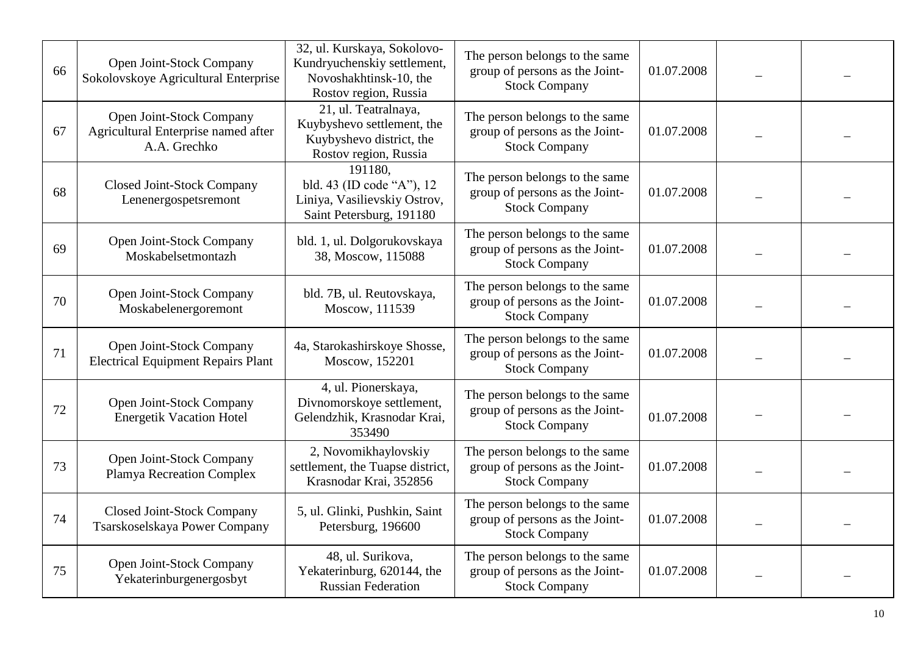| | | | | | | |
|---|---|---|---|---|---|---|
| 66 | Open Joint-Stock Company Sokolovskoye Agricultural Enterprise | 32, ul. Kurskaya, Sokolovo-Kundryuchenskiy settlement, Novoshakhtinsk-10, the Rostov region, Russia | The person belongs to the same group of persons as the Joint-Stock Company | 01.07.2008 | – | – |
| 67 | Open Joint-Stock Company Agricultural Enterprise named after A.A. Grechko | 21, ul. Teatralnaya, Kuybyshevo settlement, the Kuybyshevo district, the Rostov region, Russia | The person belongs to the same group of persons as the Joint-Stock Company | 01.07.2008 | – | – |
| 68 | Closed Joint-Stock Company Lenenergospetsremont | 191180, bld. 43 (ID code "A"), 12 Liniya, Vasilievskiy Ostrov, Saint Petersburg, 191180 | The person belongs to the same group of persons as the Joint-Stock Company | 01.07.2008 | – | – |
| 69 | Open Joint-Stock Company Moskabelsetmontazh | bld. 1, ul. Dolgorukovskaya 38, Moscow, 115088 | The person belongs to the same group of persons as the Joint-Stock Company | 01.07.2008 | – | – |
| 70 | Open Joint-Stock Company Moskabelenergoremont | bld. 7B, ul. Reutovskaya, Moscow, 111539 | The person belongs to the same group of persons as the Joint-Stock Company | 01.07.2008 | – | – |
| 71 | Open Joint-Stock Company Electrical Equipment Repairs Plant | 4a, Starokashirskoye Shosse, Moscow, 152201 | The person belongs to the same group of persons as the Joint-Stock Company | 01.07.2008 | – | – |
| 72 | Open Joint-Stock Company Energetik Vacation Hotel | 4, ul. Pionerskaya, Divnomorskoye settlement, Gelendzhik, Krasnodar Krai, 353490 | The person belongs to the same group of persons as the Joint-Stock Company | 01.07.2008 | – | – |
| 73 | Open Joint-Stock Company Plamya Recreation Complex | 2, Novomikhaylovskiy settlement, the Tuapse district, Krasnodar Krai, 352856 | The person belongs to the same group of persons as the Joint-Stock Company | 01.07.2008 | – | – |
| 74 | Closed Joint-Stock Company Tsarskoselskaya Power Company | 5, ul. Glinki, Pushkin, Saint Petersburg, 196600 | The person belongs to the same group of persons as the Joint-Stock Company | 01.07.2008 | – | – |
| 75 | Open Joint-Stock Company Yekaterinburgenergosbyt | 48, ul. Surikova, Yekaterinburg, 620144, the Russian Federation | The person belongs to the same group of persons as the Joint-Stock Company | 01.07.2008 | – | – |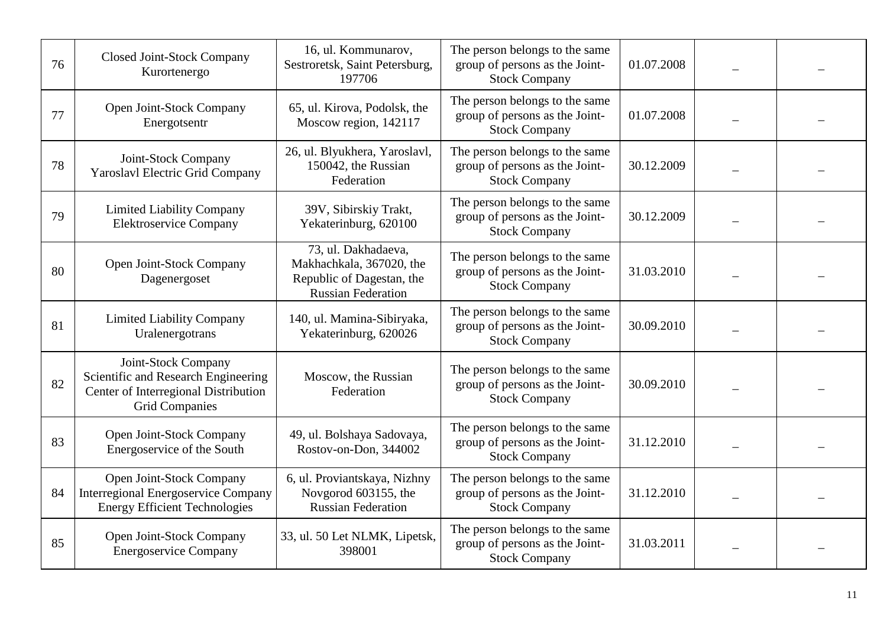| 76 | Closed Joint-Stock Company Kurortenergo | 16, ul. Kommunarov, Sestroretsk, Saint Petersburg, 197706 | The person belongs to the same group of persons as the Joint-Stock Company | 01.07.2008 | – | – |
|---|---|---|---|---|---|---|
| 77 | Open Joint-Stock Company Energotsentr | 65, ul. Kirova, Podolsk, the Moscow region, 142117 | The person belongs to the same group of persons as the Joint-Stock Company | 01.07.2008 | – | – |
| 78 | Joint-Stock Company Yaroslavl Electric Grid Company | 26, ul. Blyukhera, Yaroslavl, 150042, the Russian Federation | The person belongs to the same group of persons as the Joint-Stock Company | 30.12.2009 | – | – |
| 79 | Limited Liability Company Elektroservice Company | 39V, Sibirskiy Trakt, Yekaterinburg, 620100 | The person belongs to the same group of persons as the Joint-Stock Company | 30.12.2009 | – | – |
| 80 | Open Joint-Stock Company Dagenergoset | 73, ul. Dakhadaeva, Makhachkala, 367020, the Republic of Dagestan, the Russian Federation | The person belongs to the same group of persons as the Joint-Stock Company | 31.03.2010 | – | – |
| 81 | Limited Liability Company Uralenergotrans | 140, ul. Mamina-Sibiryaka, Yekaterinburg, 620026 | The person belongs to the same group of persons as the Joint-Stock Company | 30.09.2010 | – | – |
| 82 | Joint-Stock Company Scientific and Research Engineering Center of Interregional Distribution Grid Companies | Moscow, the Russian Federation | The person belongs to the same group of persons as the Joint-Stock Company | 30.09.2010 | – | – |
| 83 | Open Joint-Stock Company Energoservice of the South | 49, ul. Bolshaya Sadovaya, Rostov-on-Don, 344002 | The person belongs to the same group of persons as the Joint-Stock Company | 31.12.2010 | – | – |
| 84 | Open Joint-Stock Company Interregional Energoservice Company Energy Efficient Technologies | 6, ul. Proviantskaya, Nizhny Novgorod 603155, the Russian Federation | The person belongs to the same group of persons as the Joint-Stock Company | 31.12.2010 | – | – |
| 85 | Open Joint-Stock Company Energoservice Company | 33, ul. 50 Let NLMK, Lipetsk, 398001 | The person belongs to the same group of persons as the Joint-Stock Company | 31.03.2011 | – | – |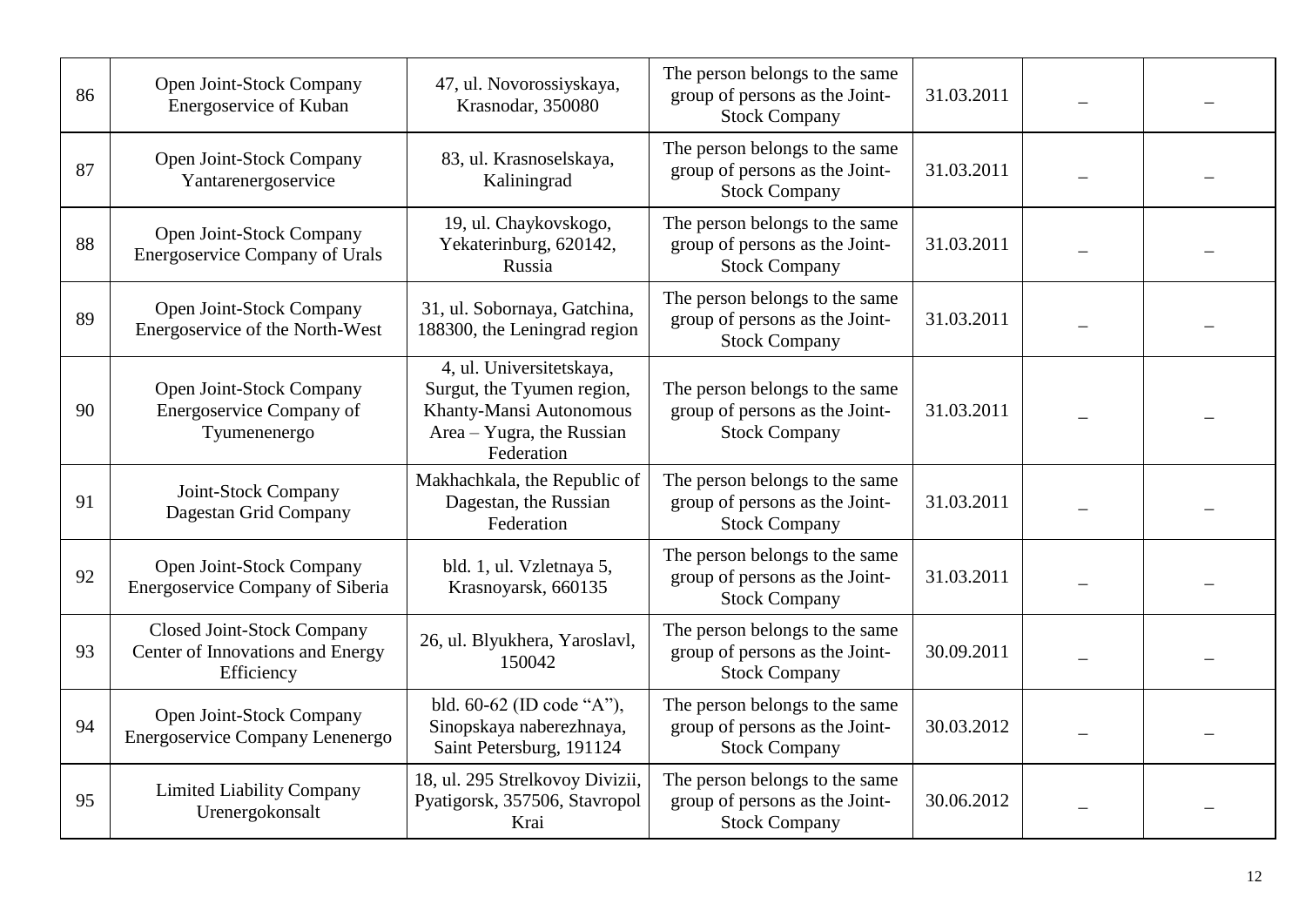| 86 | Open Joint-Stock Company Energoservice of Kuban | 47, ul. Novorossiyskaya, Krasnodar, 350080 | The person belongs to the same group of persons as the Joint-Stock Company | 31.03.2011 | – | – |
|---|---|---|---|---|---|---|
| 87 | Open Joint-Stock Company Yantarenergoservice | 83, ul. Krasnoselskaya, Kaliningrad | The person belongs to the same group of persons as the Joint-Stock Company | 31.03.2011 | – | – |
| 88 | Open Joint-Stock Company Energoservice Company of Urals | 19, ul. Chaykovskogo, Yekaterinburg, 620142, Russia | The person belongs to the same group of persons as the Joint-Stock Company | 31.03.2011 | – | – |
| 89 | Open Joint-Stock Company Energoservice of the North-West | 31, ul. Sobornaya, Gatchina, 188300, the Leningrad region | The person belongs to the same group of persons as the Joint-Stock Company | 31.03.2011 | – | – |
| 90 | Open Joint-Stock Company Energoservice Company of Tyumenenergo | 4, ul. Universitetskaya, Surgut, the Tyumen region, Khanty-Mansi Autonomous Area – Yugra, the Russian Federation | The person belongs to the same group of persons as the Joint-Stock Company | 31.03.2011 | – | – |
| 91 | Joint-Stock Company Dagestan Grid Company | Makhachkala, the Republic of Dagestan, the Russian Federation | The person belongs to the same group of persons as the Joint-Stock Company | 31.03.2011 | – | – |
| 92 | Open Joint-Stock Company Energoservice Company of Siberia | bld. 1, ul. Vzletnaya 5, Krasnoyarsk, 660135 | The person belongs to the same group of persons as the Joint-Stock Company | 31.03.2011 | – | – |
| 93 | Closed Joint-Stock Company Center of Innovations and Energy Efficiency | 26, ul. Blyukhera, Yaroslavl, 150042 | The person belongs to the same group of persons as the Joint-Stock Company | 30.09.2011 | – | – |
| 94 | Open Joint-Stock Company Energoservice Company Lenenergo | bld. 60-62 (ID code “A”), Sinopskaya naberezhnaya, Saint Petersburg, 191124 | The person belongs to the same group of persons as the Joint-Stock Company | 30.03.2012 | – | – |
| 95 | Limited Liability Company Urenergokonsalt | 18, ul. 295 Strelkovoy Divizii, Pyatigorsk, 357506, Stavropol Krai | The person belongs to the same group of persons as the Joint-Stock Company | 30.06.2012 | – | – |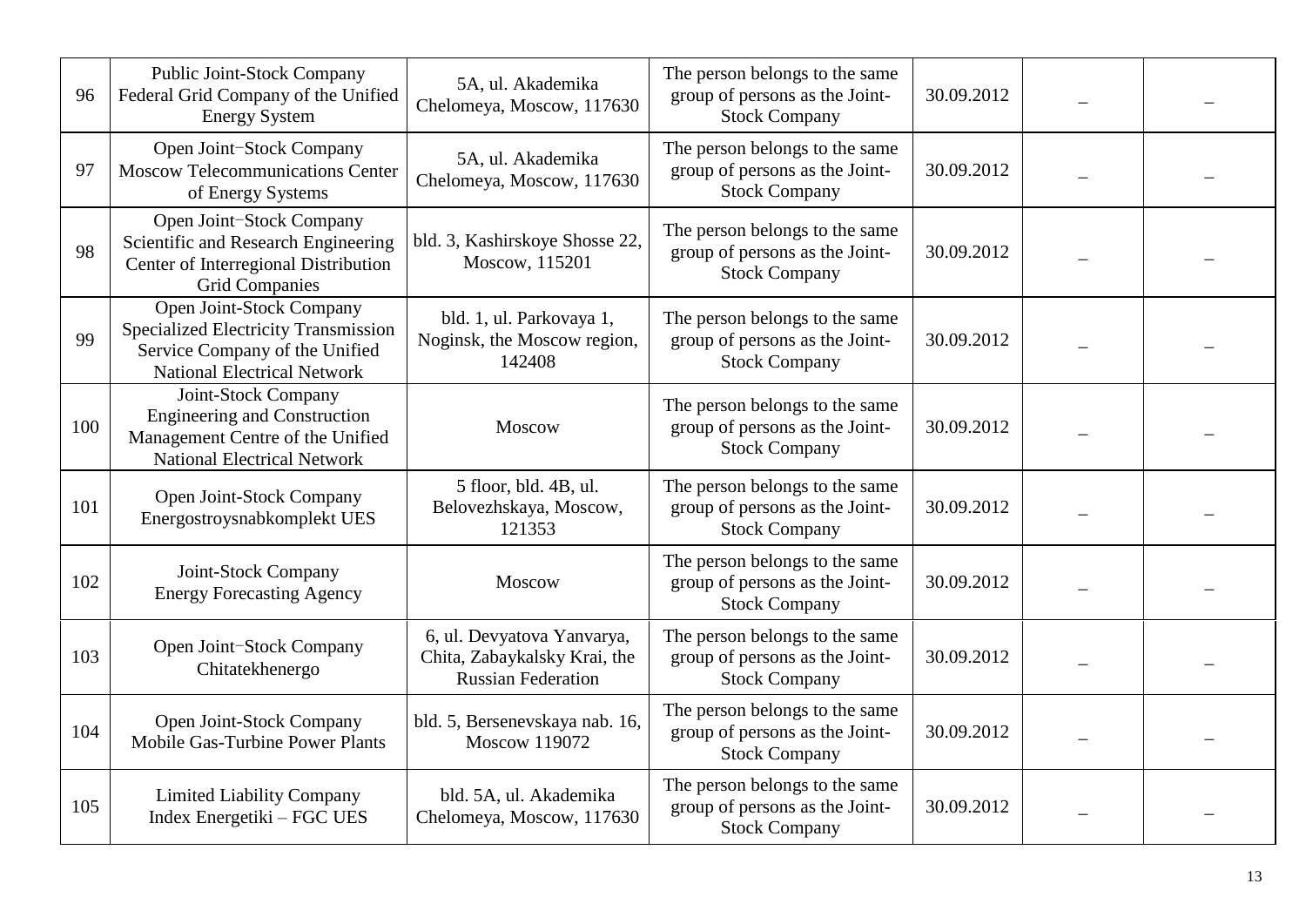| | | | | | | |
|---|---|---|---|---|---|---|
| 96 | Public Joint-Stock Company Federal Grid Company of the Unified Energy System | 5A, ul. Akademika Chelomeya, Moscow, 117630 | The person belongs to the same group of persons as the Joint-Stock Company | 30.09.2012 | – | – |
| 97 | Open Joint-Stock Company Moscow Telecommunications Center of Energy Systems | 5A, ul. Akademika Chelomeya, Moscow, 117630 | The person belongs to the same group of persons as the Joint-Stock Company | 30.09.2012 | – | – |
| 98 | Open Joint-Stock Company Scientific and Research Engineering Center of Interregional Distribution Grid Companies | bld. 3, Kashirskoye Shosse 22, Moscow, 115201 | The person belongs to the same group of persons as the Joint-Stock Company | 30.09.2012 | – | – |
| 99 | Open Joint-Stock Company Specialized Electricity Transmission Service Company of the Unified National Electrical Network | bld. 1, ul. Parkovaya 1, Noginsk, the Moscow region, 142408 | The person belongs to the same group of persons as the Joint-Stock Company | 30.09.2012 | – | – |
| 100 | Joint-Stock Company Engineering and Construction Management Centre of the Unified National Electrical Network | Moscow | The person belongs to the same group of persons as the Joint-Stock Company | 30.09.2012 | – | – |
| 101 | Open Joint-Stock Company Energostroysnabkomplekt UES | 5 floor, bld. 4B, ul. Belovezhskaya, Moscow, 121353 | The person belongs to the same group of persons as the Joint-Stock Company | 30.09.2012 | – | – |
| 102 | Joint-Stock Company Energy Forecasting Agency | Moscow | The person belongs to the same group of persons as the Joint-Stock Company | 30.09.2012 | – | – |
| 103 | Open Joint-Stock Company Chitatekhenergo | 6, ul. Devyatova Yanvarya, Chita, Zabaykalsky Krai, the Russian Federation | The person belongs to the same group of persons as the Joint-Stock Company | 30.09.2012 | – | – |
| 104 | Open Joint-Stock Company Mobile Gas-Turbine Power Plants | bld. 5, Bersenevskaya nab. 16, Moscow 119072 | The person belongs to the same group of persons as the Joint-Stock Company | 30.09.2012 | – | – |
| 105 | Limited Liability Company Index Energetiki – FGC UES | bld. 5A, ul. Akademika Chelomeya, Moscow, 117630 | The person belongs to the same group of persons as the Joint-Stock Company | 30.09.2012 | – | – |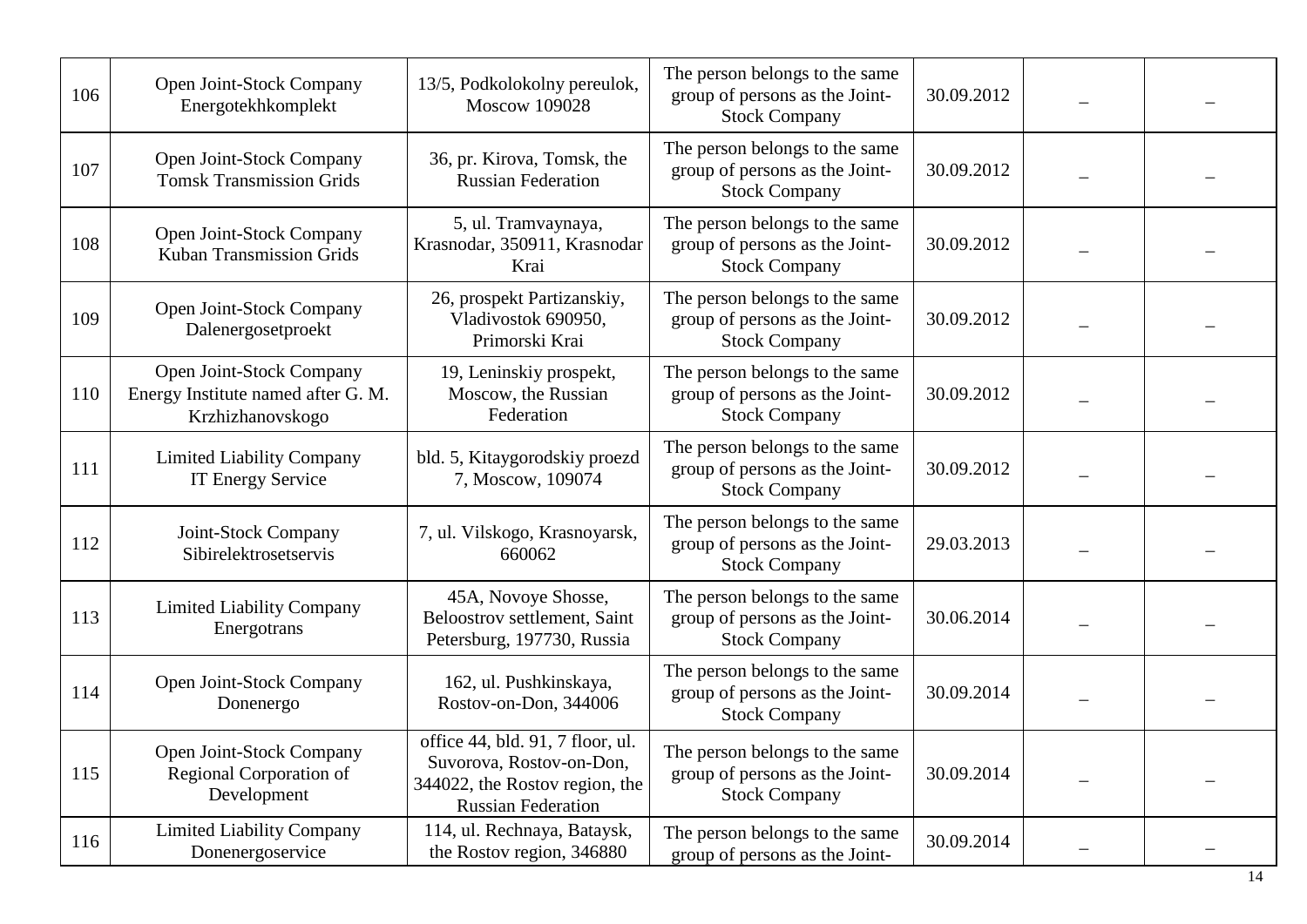| 106 | Open Joint-Stock Company Energotekhkomplekt | 13/5, Podkolokolny pereulok, Moscow 109028 | The person belongs to the same group of persons as the Joint-Stock Company | 30.09.2012 | – | – |
|---|---|---|---|---|---|---|
| 107 | Open Joint-Stock Company Tomsk Transmission Grids | 36, pr. Kirova, Tomsk, the Russian Federation | The person belongs to the same group of persons as the Joint-Stock Company | 30.09.2012 | – | – |
| 108 | Open Joint-Stock Company Kuban Transmission Grids | 5, ul. Tramvaynaya, Krasnodar, 350911, Krasnodar Krai | The person belongs to the same group of persons as the Joint-Stock Company | 30.09.2012 | – | – |
| 109 | Open Joint-Stock Company Dalenergosetproekt | 26, prospekt Partizanskiy, Vladivostok 690950, Primorski Krai | The person belongs to the same group of persons as the Joint-Stock Company | 30.09.2012 | – | – |
| 110 | Open Joint-Stock Company Energy Institute named after G. M. Krzhizhanovskogo | 19, Leninskiy prospekt, Moscow, the Russian Federation | The person belongs to the same group of persons as the Joint-Stock Company | 30.09.2012 | – | – |
| 111 | Limited Liability Company IT Energy Service | bld. 5, Kitaygorodskiy proezd 7, Moscow, 109074 | The person belongs to the same group of persons as the Joint-Stock Company | 30.09.2012 | – | – |
| 112 | Joint-Stock Company Sibirelektrosetservis | 7, ul. Vilskogo, Krasnoyarsk, 660062 | The person belongs to the same group of persons as the Joint-Stock Company | 29.03.2013 | – | – |
| 113 | Limited Liability Company Energotrans | 45A, Novoye Shosse, Beloostrov settlement, Saint Petersburg, 197730, Russia | The person belongs to the same group of persons as the Joint-Stock Company | 30.06.2014 | – | – |
| 114 | Open Joint-Stock Company Donenergo | 162, ul. Pushkinskaya, Rostov-on-Don, 344006 | The person belongs to the same group of persons as the Joint-Stock Company | 30.09.2014 | – | – |
| 115 | Open Joint-Stock Company Regional Corporation of Development | office 44, bld. 91, 7 floor, ul. Suvorova, Rostov-on-Don, 344022, the Rostov region, the Russian Federation | The person belongs to the same group of persons as the Joint-Stock Company | 30.09.2014 | – | – |
| 116 | Limited Liability Company Donenergoservice | 114, ul. Rechnaya, Bataysk, the Rostov region, 346880 | The person belongs to the same group of persons as the Joint- | 30.09.2014 | – | – |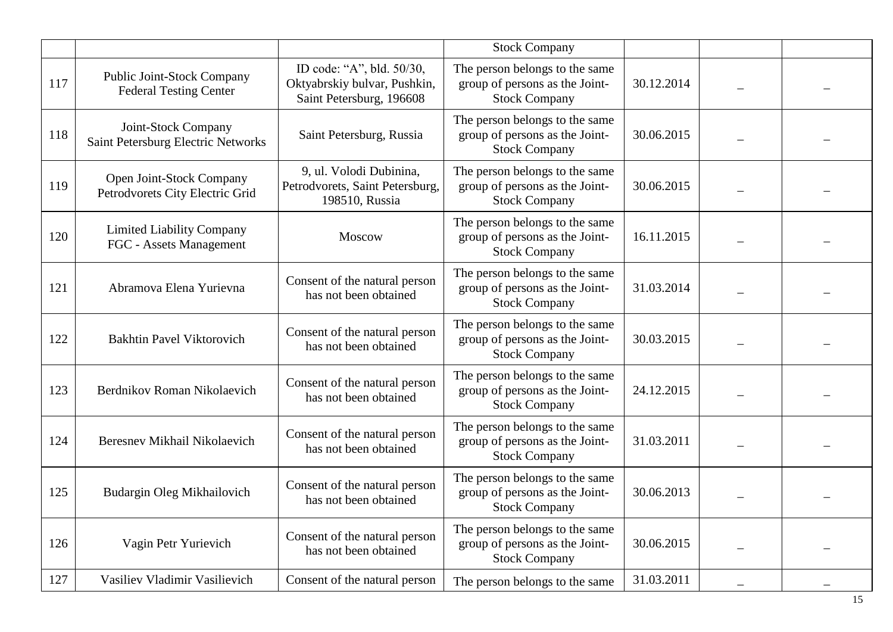| | | | Stock Company | | | |
|---|---|---|---|---|---|---|
| 117 | Public Joint-Stock Company Federal Testing Center | ID code: "A", bld. 50/30, Oktyabrskiy bulvar, Pushkin, Saint Petersburg, 196608 | The person belongs to the same group of persons as the Joint-Stock Company | 30.12.2014 | – | – |
| 118 | Joint-Stock Company Saint Petersburg Electric Networks | Saint Petersburg, Russia | The person belongs to the same group of persons as the Joint-Stock Company | 30.06.2015 | – | – |
| 119 | Open Joint-Stock Company Petrodvorets City Electric Grid | 9, ul. Volodi Dubinina, Petrodvorets, Saint Petersburg, 198510, Russia | The person belongs to the same group of persons as the Joint-Stock Company | 30.06.2015 | – | – |
| 120 | Limited Liability Company FGC - Assets Management | Moscow | The person belongs to the same group of persons as the Joint-Stock Company | 16.11.2015 | – | – |
| 121 | Abramova Elena Yurievna | Consent of the natural person has not been obtained | The person belongs to the same group of persons as the Joint-Stock Company | 31.03.2014 | – | – |
| 122 | Bakhtin Pavel Viktorovich | Consent of the natural person has not been obtained | The person belongs to the same group of persons as the Joint-Stock Company | 30.03.2015 | – | – |
| 123 | Berdnikov Roman Nikolaevich | Consent of the natural person has not been obtained | The person belongs to the same group of persons as the Joint-Stock Company | 24.12.2015 | – | – |
| 124 | Beresnev Mikhail Nikolaevich | Consent of the natural person has not been obtained | The person belongs to the same group of persons as the Joint-Stock Company | 31.03.2011 | – | – |
| 125 | Budargin Oleg Mikhailovich | Consent of the natural person has not been obtained | The person belongs to the same group of persons as the Joint-Stock Company | 30.06.2013 | – | – |
| 126 | Vagin Petr Yurievich | Consent of the natural person has not been obtained | The person belongs to the same group of persons as the Joint-Stock Company | 30.06.2015 | – | – |
| 127 | Vasiliev Vladimir Vasilievich | Consent of the natural person | The person belongs to the same | 31.03.2011 | – | – |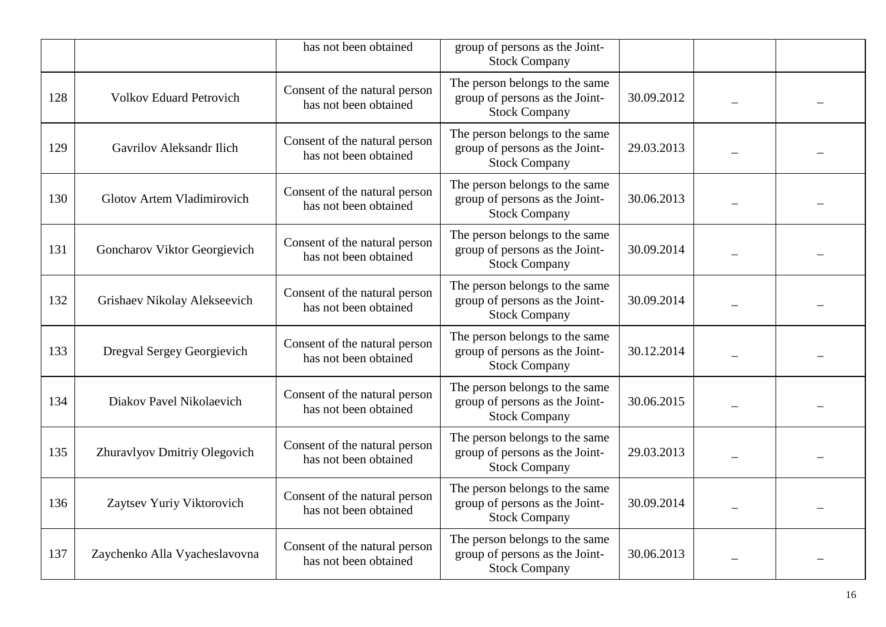| | | has not been obtained | group of persons as the Joint-Stock Company | | | |
|---|---|---|---|---|---|---|
| 128 | Volkov Eduard Petrovich | Consent of the natural person has not been obtained | The person belongs to the same group of persons as the Joint-Stock Company | 30.09.2012 | – | – |
| 129 | Gavrilov Aleksandr Ilich | Consent of the natural person has not been obtained | The person belongs to the same group of persons as the Joint-Stock Company | 29.03.2013 | – | – |
| 130 | Glotov Artem Vladimirovich | Consent of the natural person has not been obtained | The person belongs to the same group of persons as the Joint-Stock Company | 30.06.2013 | – | – |
| 131 | Goncharov Viktor Georgievich | Consent of the natural person has not been obtained | The person belongs to the same group of persons as the Joint-Stock Company | 30.09.2014 | – | – |
| 132 | Grishaev Nikolay Alekseevich | Consent of the natural person has not been obtained | The person belongs to the same group of persons as the Joint-Stock Company | 30.09.2014 | – | – |
| 133 | Dregval Sergey Georgievich | Consent of the natural person has not been obtained | The person belongs to the same group of persons as the Joint-Stock Company | 30.12.2014 | – | – |
| 134 | Diakov Pavel Nikolaevich | Consent of the natural person has not been obtained | The person belongs to the same group of persons as the Joint-Stock Company | 30.06.2015 | – | – |
| 135 | Zhuravlyov Dmitriy Olegovich | Consent of the natural person has not been obtained | The person belongs to the same group of persons as the Joint-Stock Company | 29.03.2013 | – | – |
| 136 | Zaytsev Yuriy Viktorovich | Consent of the natural person has not been obtained | The person belongs to the same group of persons as the Joint-Stock Company | 30.09.2014 | – | – |
| 137 | Zaychenko Alla Vyacheslavovna | Consent of the natural person has not been obtained | The person belongs to the same group of persons as the Joint-Stock Company | 30.06.2013 | – | – |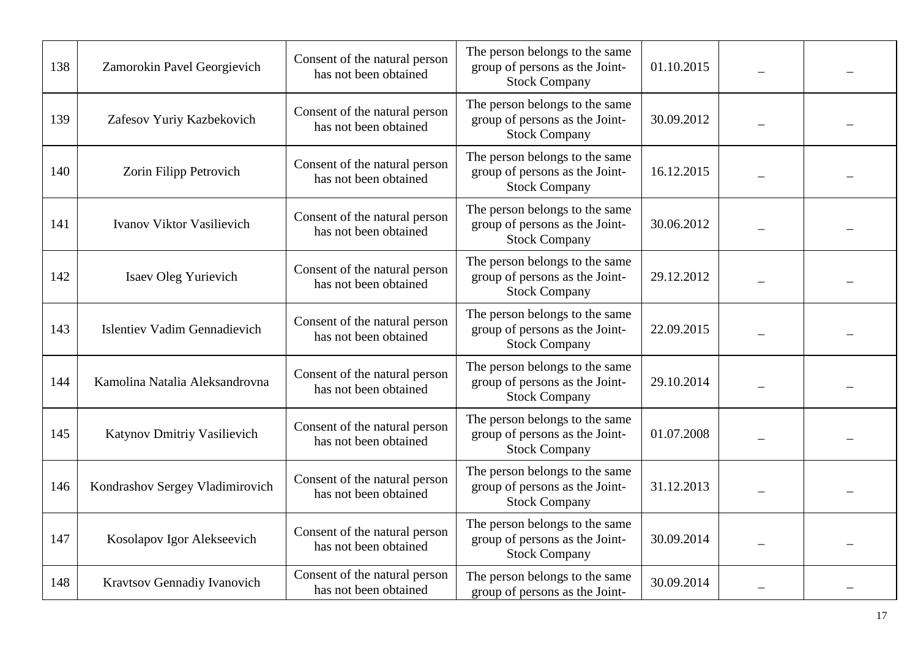| 138 | Zamorokin Pavel Georgievich | Consent of the natural person has not been obtained | The person belongs to the same group of persons as the Joint-Stock Company | 01.10.2015 | – | – |
|---|---|---|---|---|---|---|
| 139 | Zafesov Yuriy Kazbekovich | Consent of the natural person has not been obtained | The person belongs to the same group of persons as the Joint-Stock Company | 30.09.2012 | – | – |
| 140 | Zorin Filipp Petrovich | Consent of the natural person has not been obtained | The person belongs to the same group of persons as the Joint-Stock Company | 16.12.2015 | – | – |
| 141 | Ivanov Viktor Vasilievich | Consent of the natural person has not been obtained | The person belongs to the same group of persons as the Joint-Stock Company | 30.06.2012 | – | – |
| 142 | Isaev Oleg Yurievich | Consent of the natural person has not been obtained | The person belongs to the same group of persons as the Joint-Stock Company | 29.12.2012 | – | – |
| 143 | Islentiev Vadim Gennadievich | Consent of the natural person has not been obtained | The person belongs to the same group of persons as the Joint-Stock Company | 22.09.2015 | – | – |
| 144 | Kamolina Natalia Aleksandrovna | Consent of the natural person has not been obtained | The person belongs to the same group of persons as the Joint-Stock Company | 29.10.2014 | – | – |
| 145 | Katynov Dmitriy Vasilievich | Consent of the natural person has not been obtained | The person belongs to the same group of persons as the Joint-Stock Company | 01.07.2008 | – | – |
| 146 | Kondrashov Sergey Vladimirovich | Consent of the natural person has not been obtained | The person belongs to the same group of persons as the Joint-Stock Company | 31.12.2013 | – | – |
| 147 | Kosolapov Igor Alekseevich | Consent of the natural person has not been obtained | The person belongs to the same group of persons as the Joint-Stock Company | 30.09.2014 | – | – |
| 148 | Kravtsov Gennadiy Ivanovich | Consent of the natural person has not been obtained | The person belongs to the same group of persons as the Joint- | 30.09.2014 | – | – |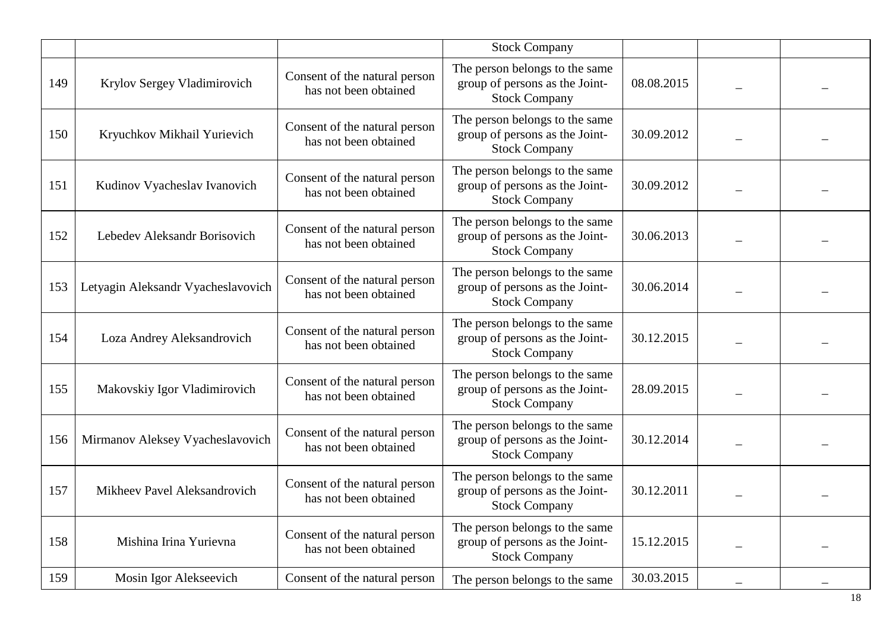| | | | Stock Company | | | |
|---|---|---|---|---|---|---|
| 149 | Krylov Sergey Vladimirovich | Consent of the natural person has not been obtained | The person belongs to the same group of persons as the Joint-Stock Company | 08.08.2015 | – | – |
| 150 | Kryuchkov Mikhail Yurievich | Consent of the natural person has not been obtained | The person belongs to the same group of persons as the Joint-Stock Company | 30.09.2012 | – | – |
| 151 | Kudinov Vyacheslav Ivanovich | Consent of the natural person has not been obtained | The person belongs to the same group of persons as the Joint-Stock Company | 30.09.2012 | – | – |
| 152 | Lebedev Aleksandr Borisovich | Consent of the natural person has not been obtained | The person belongs to the same group of persons as the Joint-Stock Company | 30.06.2013 | – | – |
| 153 | Letyagin Aleksandr Vyacheslavovich | Consent of the natural person has not been obtained | The person belongs to the same group of persons as the Joint-Stock Company | 30.06.2014 | – | – |
| 154 | Loza Andrey Aleksandrovich | Consent of the natural person has not been obtained | The person belongs to the same group of persons as the Joint-Stock Company | 30.12.2015 | – | – |
| 155 | Makovskiy Igor Vladimirovich | Consent of the natural person has not been obtained | The person belongs to the same group of persons as the Joint-Stock Company | 28.09.2015 | – | – |
| 156 | Mirmanov Aleksey Vyacheslavovich | Consent of the natural person has not been obtained | The person belongs to the same group of persons as the Joint-Stock Company | 30.12.2014 | – | – |
| 157 | Mikheev Pavel Aleksandrovich | Consent of the natural person has not been obtained | The person belongs to the same group of persons as the Joint-Stock Company | 30.12.2011 | – | – |
| 158 | Mishina Irina Yurievna | Consent of the natural person has not been obtained | The person belongs to the same group of persons as the Joint-Stock Company | 15.12.2015 | – | – |
| 159 | Mosin Igor Alekseevich | Consent of the natural person | The person belongs to the same | 30.03.2015 | – | – |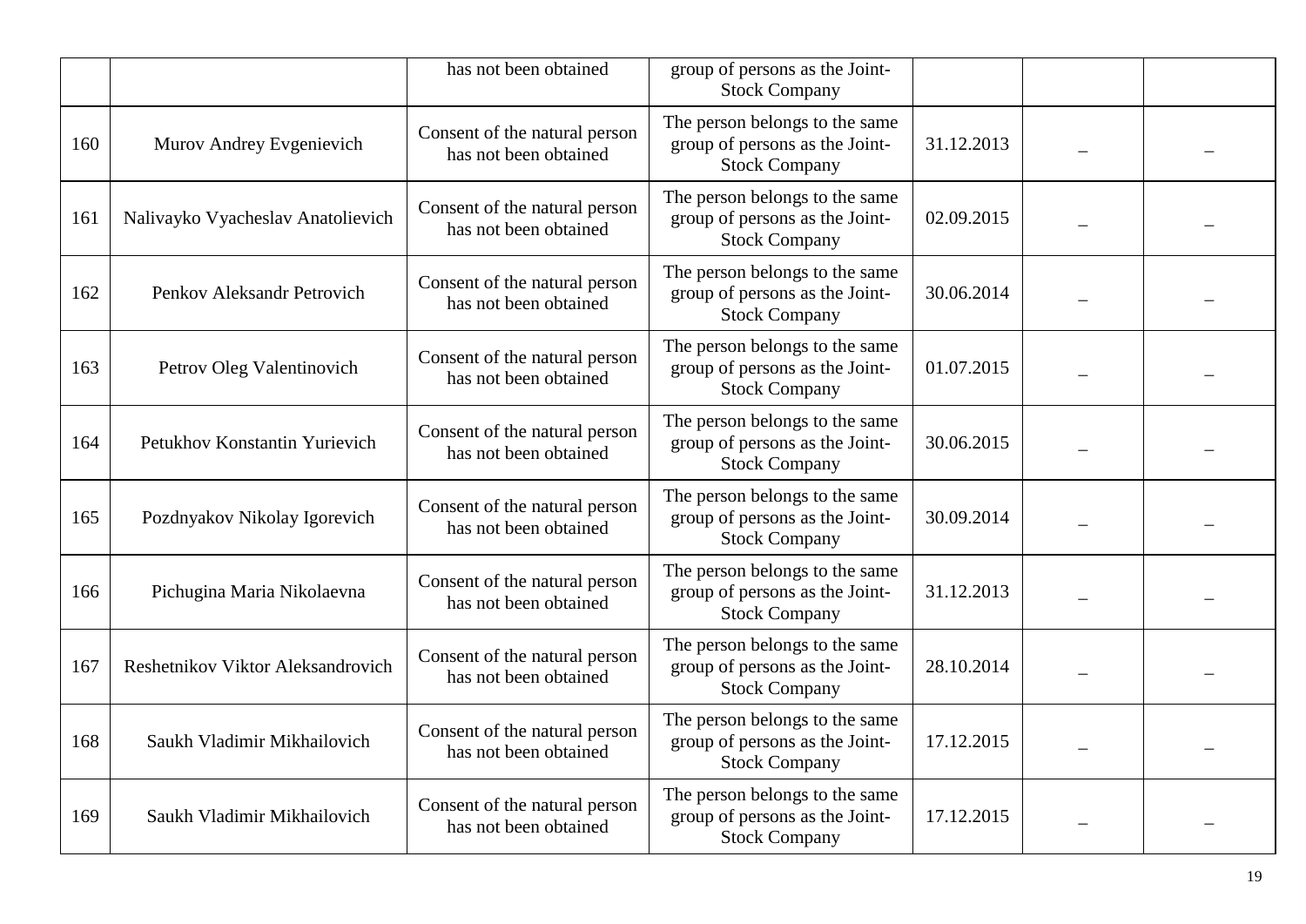| | | has not been obtained | group of persons as the Joint-Stock Company | | | |
|---|---|---|---|---|---|---|
| 160 | Murov Andrey Evgenievich | Consent of the natural person has not been obtained | The person belongs to the same group of persons as the Joint-Stock Company | 31.12.2013 | _ | _ |
| 161 | Nalivayko Vyacheslav Anatolievich | Consent of the natural person has not been obtained | The person belongs to the same group of persons as the Joint-Stock Company | 02.09.2015 | _ | _ |
| 162 | Penkov Aleksandr Petrovich | Consent of the natural person has not been obtained | The person belongs to the same group of persons as the Joint-Stock Company | 30.06.2014 | _ | _ |
| 163 | Petrov Oleg Valentinovich | Consent of the natural person has not been obtained | The person belongs to the same group of persons as the Joint-Stock Company | 01.07.2015 | _ | _ |
| 164 | Petukhov Konstantin Yurievich | Consent of the natural person has not been obtained | The person belongs to the same group of persons as the Joint-Stock Company | 30.06.2015 | _ | _ |
| 165 | Pozdnyakov Nikolay Igorevich | Consent of the natural person has not been obtained | The person belongs to the same group of persons as the Joint-Stock Company | 30.09.2014 | _ | _ |
| 166 | Pichugina Maria Nikolaevna | Consent of the natural person has not been obtained | The person belongs to the same group of persons as the Joint-Stock Company | 31.12.2013 | _ | _ |
| 167 | Reshetnikov Viktor Aleksandrovich | Consent of the natural person has not been obtained | The person belongs to the same group of persons as the Joint-Stock Company | 28.10.2014 | _ | _ |
| 168 | Saukh Vladimir Mikhailovich | Consent of the natural person has not been obtained | The person belongs to the same group of persons as the Joint-Stock Company | 17.12.2015 | _ | _ |
| 169 | Saukh Vladimir Mikhailovich | Consent of the natural person has not been obtained | The person belongs to the same group of persons as the Joint-Stock Company | 17.12.2015 | _ | _ |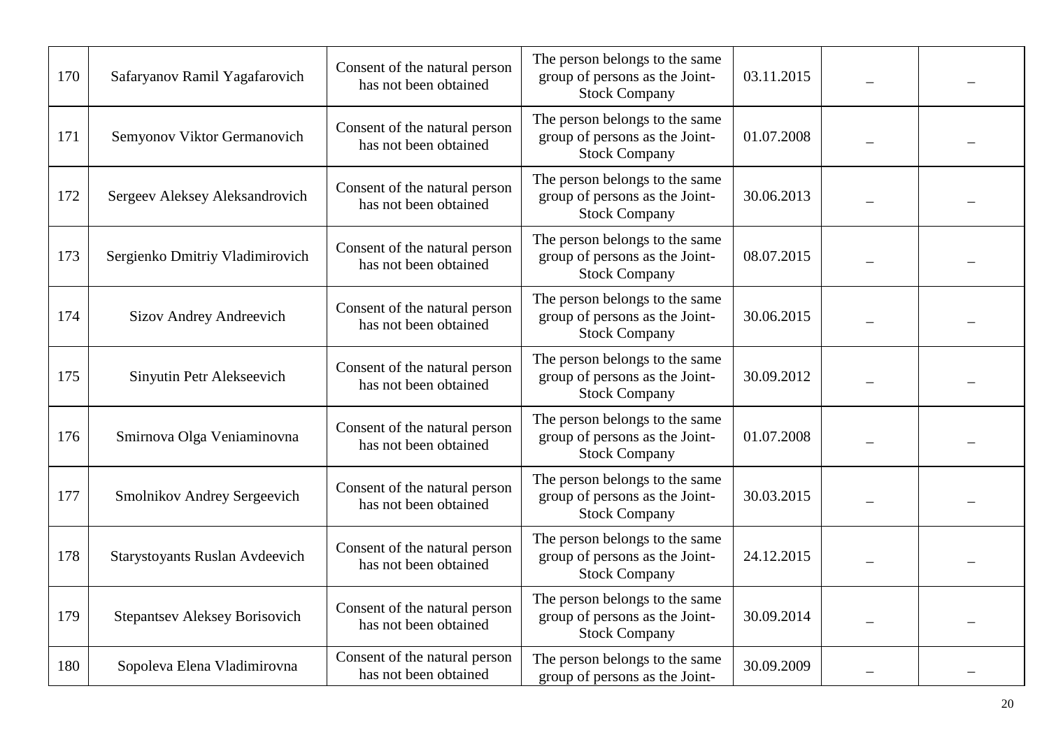| 170 | Safaryanov Ramil Yagafarovich | Consent of the natural person has not been obtained | The person belongs to the same group of persons as the Joint-Stock Company | 03.11.2015 | – | – |
|---|---|---|---|---|---|---|
| 171 | Semyonov Viktor Germanovich | Consent of the natural person has not been obtained | The person belongs to the same group of persons as the Joint-Stock Company | 01.07.2008 | – | – |
| 172 | Sergeev Aleksey Aleksandrovich | Consent of the natural person has not been obtained | The person belongs to the same group of persons as the Joint-Stock Company | 30.06.2013 | – | – |
| 173 | Sergienko Dmitriy Vladimirovich | Consent of the natural person has not been obtained | The person belongs to the same group of persons as the Joint-Stock Company | 08.07.2015 | – | – |
| 174 | Sizov Andrey Andreevich | Consent of the natural person has not been obtained | The person belongs to the same group of persons as the Joint-Stock Company | 30.06.2015 | – | – |
| 175 | Sinyutin Petr Alekseevich | Consent of the natural person has not been obtained | The person belongs to the same group of persons as the Joint-Stock Company | 30.09.2012 | – | – |
| 176 | Smirnova Olga Veniaminovna | Consent of the natural person has not been obtained | The person belongs to the same group of persons as the Joint-Stock Company | 01.07.2008 | – | – |
| 177 | Smolnikov Andrey Sergeevich | Consent of the natural person has not been obtained | The person belongs to the same group of persons as the Joint-Stock Company | 30.03.2015 | – | – |
| 178 | Starystoyants Ruslan Avdeevich | Consent of the natural person has not been obtained | The person belongs to the same group of persons as the Joint-Stock Company | 24.12.2015 | – | – |
| 179 | Stepantsev Aleksey Borisovich | Consent of the natural person has not been obtained | The person belongs to the same group of persons as the Joint-Stock Company | 30.09.2014 | – | – |
| 180 | Sopoleva Elena Vladimirovna | Consent of the natural person has not been obtained | The person belongs to the same group of persons as the Joint- | 30.09.2009 | – | – |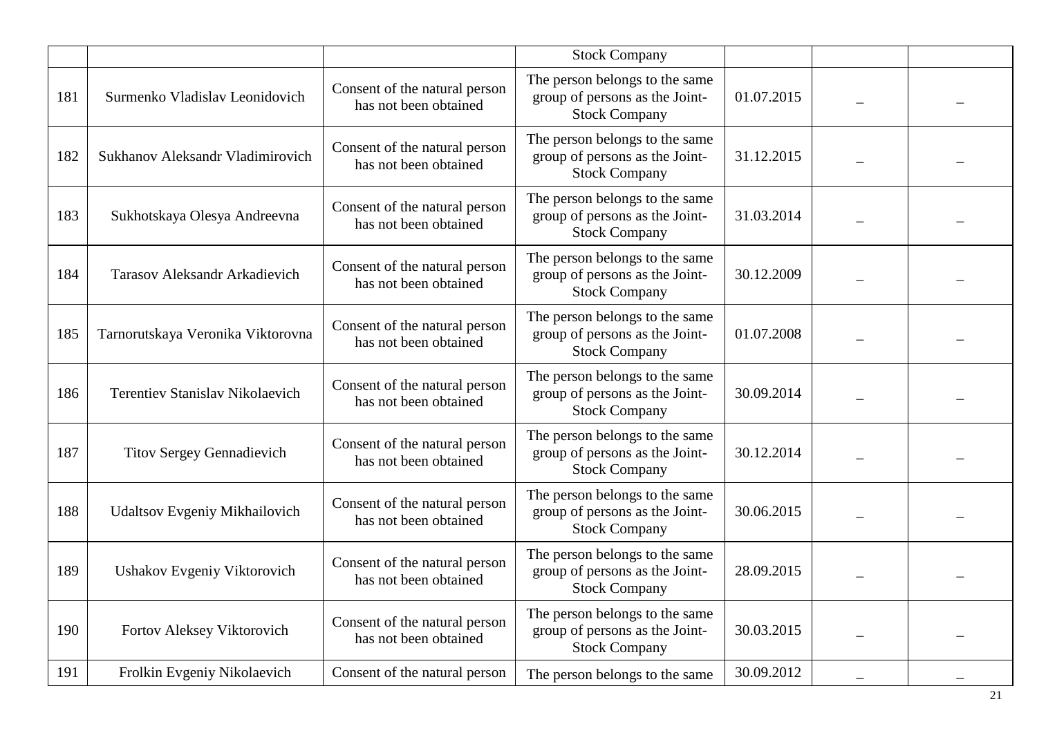| | | | Stock Company | | | |
|---|---|---|---|---|---|---|
| 181 | Surmenko Vladislav Leonidovich | Consent of the natural person has not been obtained | The person belongs to the same group of persons as the Joint-Stock Company | 01.07.2015 | – | – |
| 182 | Sukhanov Aleksandr Vladimirovich | Consent of the natural person has not been obtained | The person belongs to the same group of persons as the Joint-Stock Company | 31.12.2015 | – | – |
| 183 | Sukhotskaya Olesya Andreevna | Consent of the natural person has not been obtained | The person belongs to the same group of persons as the Joint-Stock Company | 31.03.2014 | – | – |
| 184 | Tarasov Aleksandr Arkadievich | Consent of the natural person has not been obtained | The person belongs to the same group of persons as the Joint-Stock Company | 30.12.2009 | – | – |
| 185 | Tarnorutskaya Veronika Viktorovna | Consent of the natural person has not been obtained | The person belongs to the same group of persons as the Joint-Stock Company | 01.07.2008 | – | – |
| 186 | Terentiev Stanislav Nikolaevich | Consent of the natural person has not been obtained | The person belongs to the same group of persons as the Joint-Stock Company | 30.09.2014 | – | – |
| 187 | Titov Sergey Gennadievich | Consent of the natural person has not been obtained | The person belongs to the same group of persons as the Joint-Stock Company | 30.12.2014 | – | – |
| 188 | Udaltsov Evgeniy Mikhailovich | Consent of the natural person has not been obtained | The person belongs to the same group of persons as the Joint-Stock Company | 30.06.2015 | – | – |
| 189 | Ushakov Evgeniy Viktorovich | Consent of the natural person has not been obtained | The person belongs to the same group of persons as the Joint-Stock Company | 28.09.2015 | – | – |
| 190 | Fortov Aleksey Viktorovich | Consent of the natural person has not been obtained | The person belongs to the same group of persons as the Joint-Stock Company | 30.03.2015 | – | – |
| 191 | Frolkin Evgeniy Nikolaevich | Consent of the natural person | The person belongs to the same | 30.09.2012 | – | – |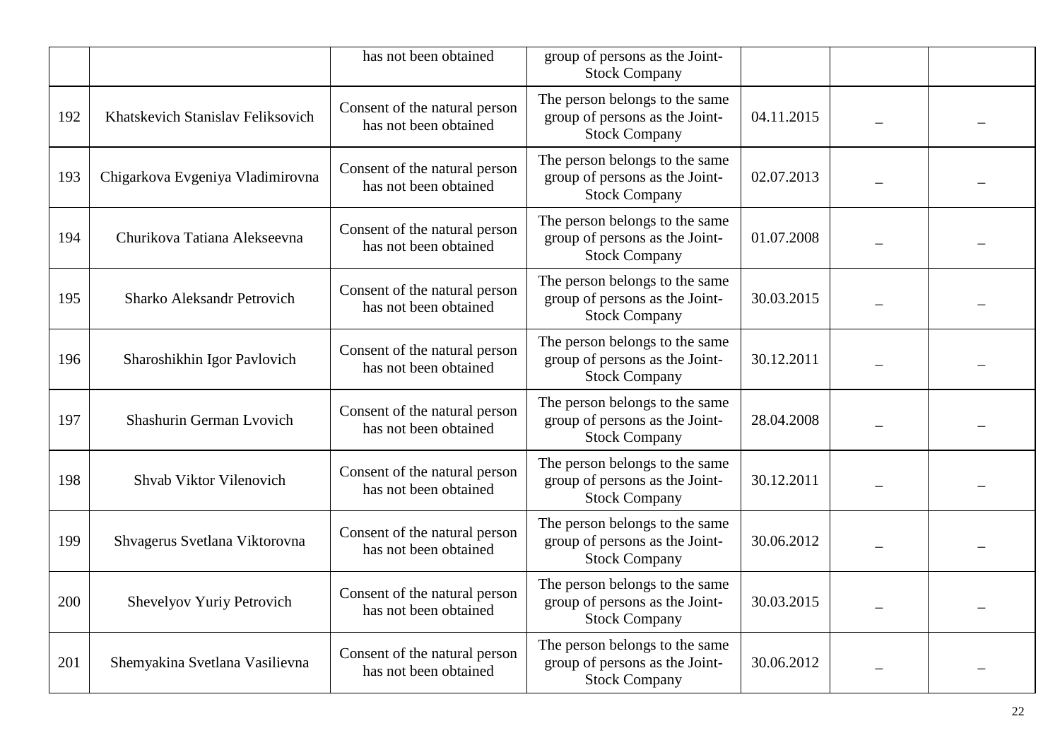|  |  | has not been obtained | group of persons as the Joint-Stock Company |  |  |  |
|---|---|---|---|---|---|---|
| 192 | Khatskevich Stanislav Feliksovich | Consent of the natural person has not been obtained | The person belongs to the same group of persons as the Joint-Stock Company | 04.11.2015 | – | – |
| 193 | Chigarkova Evgeniya Vladimirovna | Consent of the natural person has not been obtained | The person belongs to the same group of persons as the Joint-Stock Company | 02.07.2013 | – | – |
| 194 | Churikova Tatiana Alekseevna | Consent of the natural person has not been obtained | The person belongs to the same group of persons as the Joint-Stock Company | 01.07.2008 | – | – |
| 195 | Sharko Aleksandr Petrovich | Consent of the natural person has not been obtained | The person belongs to the same group of persons as the Joint-Stock Company | 30.03.2015 | – | – |
| 196 | Sharoshikhin Igor Pavlovich | Consent of the natural person has not been obtained | The person belongs to the same group of persons as the Joint-Stock Company | 30.12.2011 | – | – |
| 197 | Shashurin German Lvovich | Consent of the natural person has not been obtained | The person belongs to the same group of persons as the Joint-Stock Company | 28.04.2008 | – | – |
| 198 | Shvab Viktor Vilenovich | Consent of the natural person has not been obtained | The person belongs to the same group of persons as the Joint-Stock Company | 30.12.2011 | – | – |
| 199 | Shvagerus Svetlana Viktorovna | Consent of the natural person has not been obtained | The person belongs to the same group of persons as the Joint-Stock Company | 30.06.2012 | – | – |
| 200 | Shevelyov Yuriy Petrovich | Consent of the natural person has not been obtained | The person belongs to the same group of persons as the Joint-Stock Company | 30.03.2015 | – | – |
| 201 | Shemyakina Svetlana Vasilievna | Consent of the natural person has not been obtained | The person belongs to the same group of persons as the Joint-Stock Company | 30.06.2012 | – | – |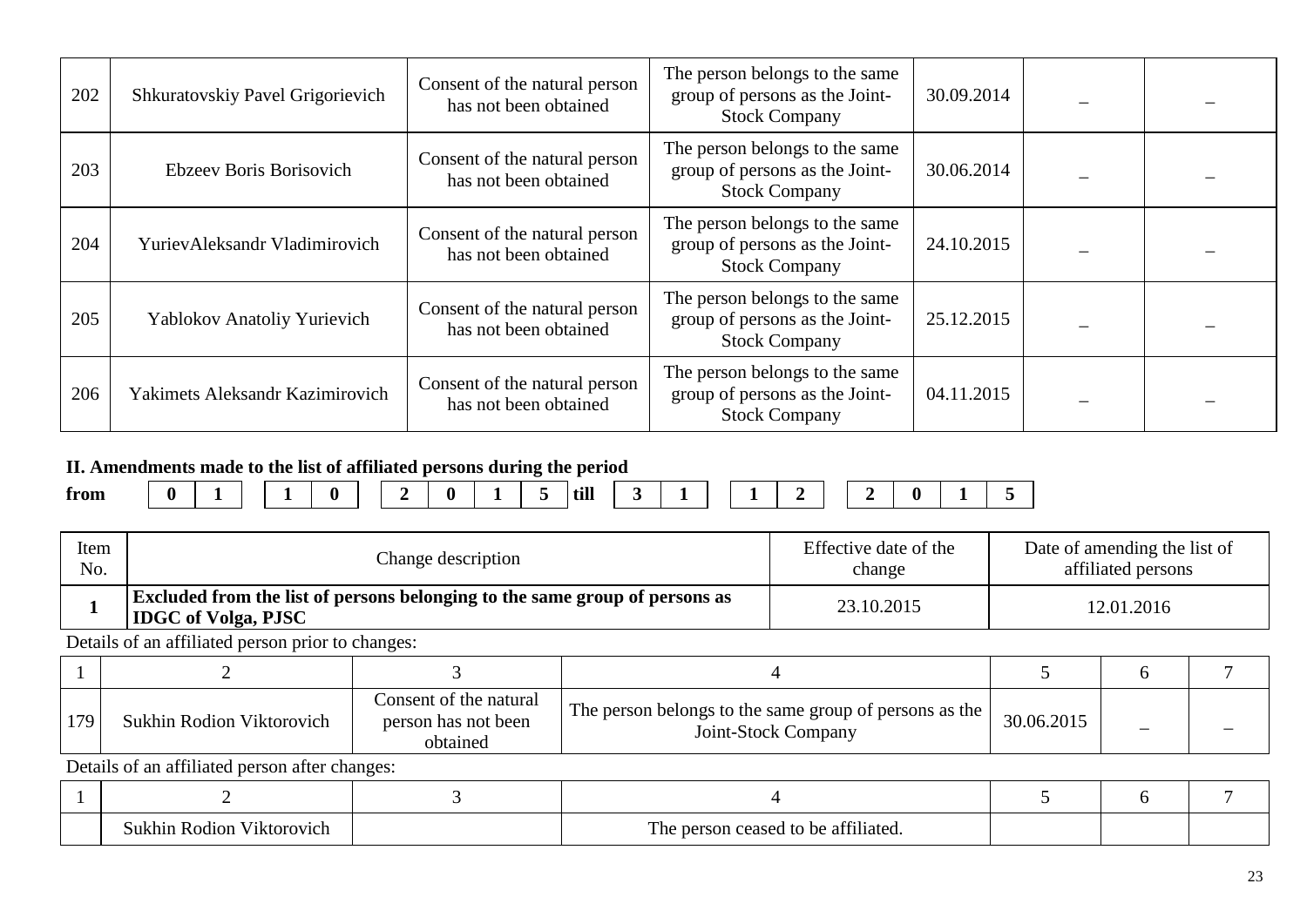| 202 | Shkuratovskiy Pavel Grigorievich | Consent of the natural person has not been obtained | The person belongs to the same group of persons as the Joint-Stock Company | 30.09.2014 | – | – |
|---|---|---|---|---|---|---|
| 203 | Ebzeev Boris Borisovich | Consent of the natural person has not been obtained | The person belongs to the same group of persons as the Joint-Stock Company | 30.06.2014 | – | – |
| 204 | YurievAleksandr Vladimirovich | Consent of the natural person has not been obtained | The person belongs to the same group of persons as the Joint-Stock Company | 24.10.2015 | – | – |
| 205 | Yablokov Anatoliy Yurievich | Consent of the natural person has not been obtained | The person belongs to the same group of persons as the Joint-Stock Company | 25.12.2015 | – | – |
| 206 | Yakimets Aleksandr Kazimirovich | Consent of the natural person has not been obtained | The person belongs to the same group of persons as the Joint-Stock Company | 04.11.2015 | – | – |

### II. Amendments made to the list of affiliated persons during the period

**from** 01.10.2015 **till** 31.12.2015

| Item No. | Change description | Effective date of the change | Date of amending the list of affiliated persons |
|---|---|---|---|
| **1** | **Excluded from the list of persons belonging to the same group of persons as IDGC of Volga, PJSC** | 23.10.2015 | 12.01.2016 |

Details of an affiliated person prior to changes:

| 1 | 2 | 3 | 4 | 5 | 6 | 7 |
|---|---|---|---|---|---|---|
| 179 | Sukhin Rodion Viktorovich | Consent of the natural person has not been obtained | The person belongs to the same group of persons as the Joint-Stock Company | 30.06.2015 | – | – |

Details of an affiliated person after changes:

| 1 | 2 | 3 | 4 | 5 | 6 | 7 |
|---|---|---|---|---|---|---|
| | Sukhin Rodion Viktorovich | | The person ceased to be affiliated. | | | |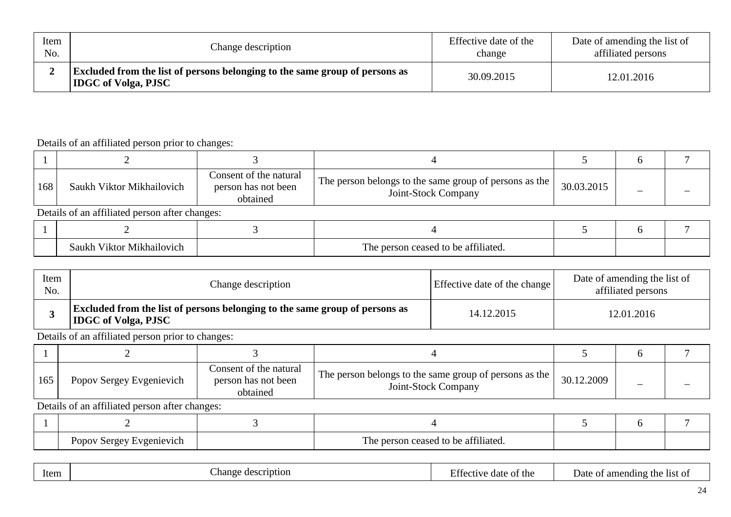| Item No. | Change description | Effective date of the change | Date of amending the list of affiliated persons |
|---|---|---|---|
| **2** | **Excluded from the list of persons belonging to the same group of persons as IDGC of Volga, PJSC** | 30.09.2015 | 12.01.2016 |

Details of an affiliated person prior to changes:

| 1 | 2 | 3 | 4 | 5 | 6 | 7 |
|---|---|---|---|---|---|---|
| 168 | Saukh Viktor Mikhailovich | Consent of the natural person has not been obtained | The person belongs to the same group of persons as the Joint-Stock Company | 30.03.2015 | – | – |

Details of an affiliated person after changes:

| 1 | 2 | 3 | 4 | 5 | 6 | 7 |
|---|---|---|---|---|---|---|
| | Saukh Viktor Mikhailovich | | The person ceased to be affiliated. | | | |

| Item No. | Change description | Effective date of the change | Date of amending the list of affiliated persons |
|---|---|---|---|
| **3** | **Excluded from the list of persons belonging to the same group of persons as IDGC of Volga, PJSC** | 14.12.2015 | 12.01.2016 |

Details of an affiliated person prior to changes:

| 1 | 2 | 3 | 4 | 5 | 6 | 7 |
|---|---|---|---|---|---|---|
| 165 | Popov Sergey Evgenievich | Consent of the natural person has not been obtained | The person belongs to the same group of persons as the Joint-Stock Company | 30.12.2009 | – | – |

Details of an affiliated person after changes:

| 1 | 2 | 3 | 4 | 5 | 6 | 7 |
|---|---|---|---|---|---|---|
| | Popov Sergey Evgenievich | | The person ceased to be affiliated. | | | |

| Item | Change description | Effective date of the | Date of amending the list of |
|---|---|---|---|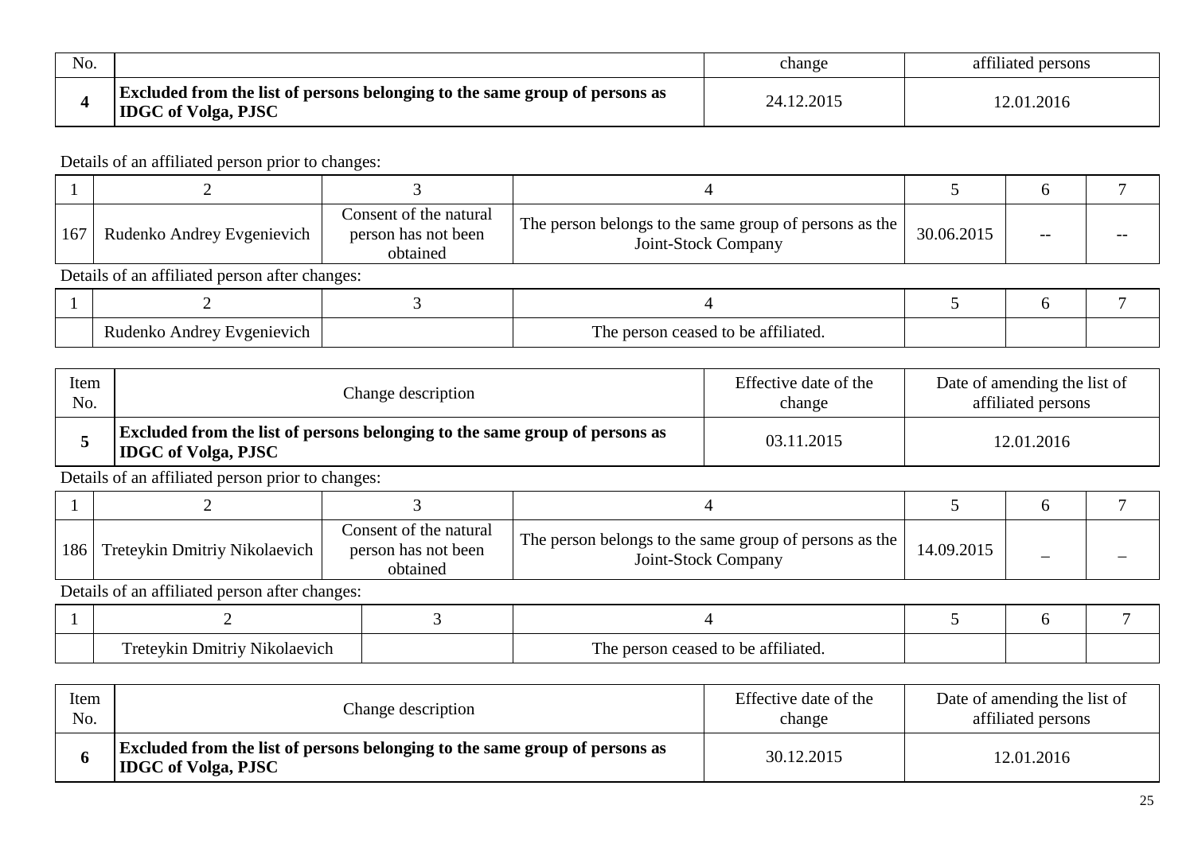| No. | | change | affiliated persons |
|---|---|---|---|
| **4** | **Excluded from the list of persons belonging to the same group of persons as IDGC of Volga, PJSC** | 24.12.2015 | 12.01.2016 |

Details of an affiliated person prior to changes:

| 1 | 2 | 3 | 4 | 5 | 6 | 7 |
|---|---|---|---|---|---|---|
| 167 | Rudenko Andrey Evgenievich | Consent of the natural person has not been obtained | The person belongs to the same group of persons as the Joint-Stock Company | 30.06.2015 | -- | -- |

Details of an affiliated person after changes:

| 1 | 2 | 3 | 4 | 5 | 6 | 7 |
|---|---|---|---|---|---|---|
| | Rudenko Andrey Evgenievich | | The person ceased to be affiliated. | | | |

| Item No. | Change description | Effective date of the change | Date of amending the list of affiliated persons |
|---|---|---|---|
| **5** | **Excluded from the list of persons belonging to the same group of persons as IDGC of Volga, PJSC** | 03.11.2015 | 12.01.2016 |

Details of an affiliated person prior to changes:

| 1 | 2 | 3 | 4 | 5 | 6 | 7 |
|---|---|---|---|---|---|---|
| 186 | Treteykin Dmitriy Nikolaevich | Consent of the natural person has not been obtained | The person belongs to the same group of persons as the Joint-Stock Company | 14.09.2015 | – | – |

Details of an affiliated person after changes:

| 1 | 2 | 3 | 4 | 5 | 6 | 7 |
|---|---|---|---|---|---|---|
| | Treteykin Dmitriy Nikolaevich | | The person ceased to be affiliated. | | | |

| Item No. | Change description | Effective date of the change | Date of amending the list of affiliated persons |
|---|---|---|---|
| **6** | **Excluded from the list of persons belonging to the same group of persons as IDGC of Volga, PJSC** | 30.12.2015 | 12.01.2016 |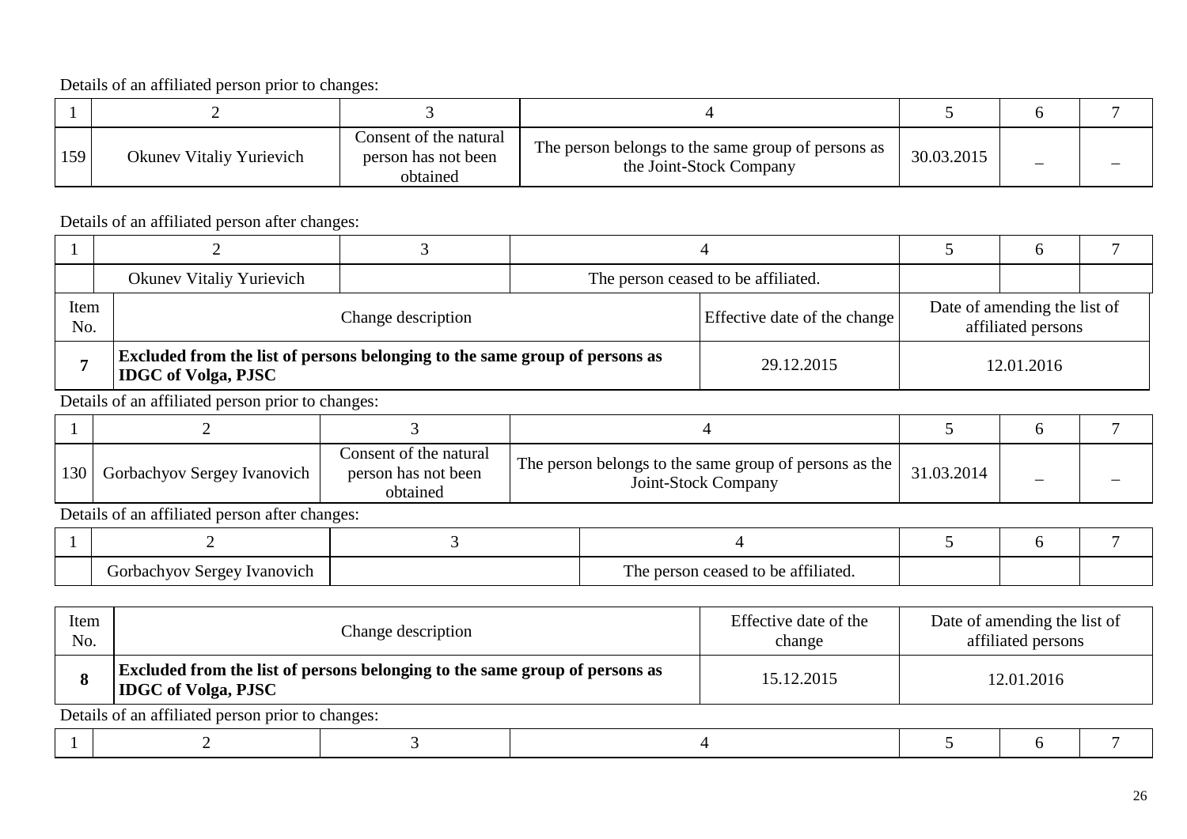Details of an affiliated person prior to changes:

| 1 | 2 | 3 | 4 | 5 | 6 | 7 |
|---|---|---|---|---|---|---|
| 159 | Okunev Vitaliy Yurievich | Consent of the natural person has not been obtained | The person belongs to the same group of persons as the Joint-Stock Company | 30.03.2015 | – | – |

Details of an affiliated person after changes:

| 1 | 2 | 3 | 4 | 5 | 6 | 7 |
|---|---|---|---|---|---|---|
| | Okunev Vitaliy Yurievich | | The person ceased to be affiliated. | | | |

| Item No. | Change description | Effective date of the change | Date of amending the list of affiliated persons |
|---|---|---|---|
| **7** | **Excluded from the list of persons belonging to the same group of persons as IDGC of Volga, PJSC** | 29.12.2015 | 12.01.2016 |

Details of an affiliated person prior to changes:

| 1 | 2 | 3 | 4 | 5 | 6 | 7 |
|---|---|---|---|---|---|---|
| 130 | Gorbachyov Sergey Ivanovich | Consent of the natural person has not been obtained | The person belongs to the same group of persons as the Joint-Stock Company | 31.03.2014 | – | – |

Details of an affiliated person after changes:

| 1 | 2 | 3 | 4 | 5 | 6 | 7 |
|---|---|---|---|---|---|---|
| | Gorbachyov Sergey Ivanovich | | The person ceased to be affiliated. | | | |

| Item No. | Change description | Effective date of the change | Date of amending the list of affiliated persons |
|---|---|---|---|
| **8** | **Excluded from the list of persons belonging to the same group of persons as IDGC of Volga, PJSC** | 15.12.2015 | 12.01.2016 |

Details of an affiliated person prior to changes:

| 1 | 2 | 3 | 4 | 5 | 6 | 7 |
|---|---|---|---|---|---|---|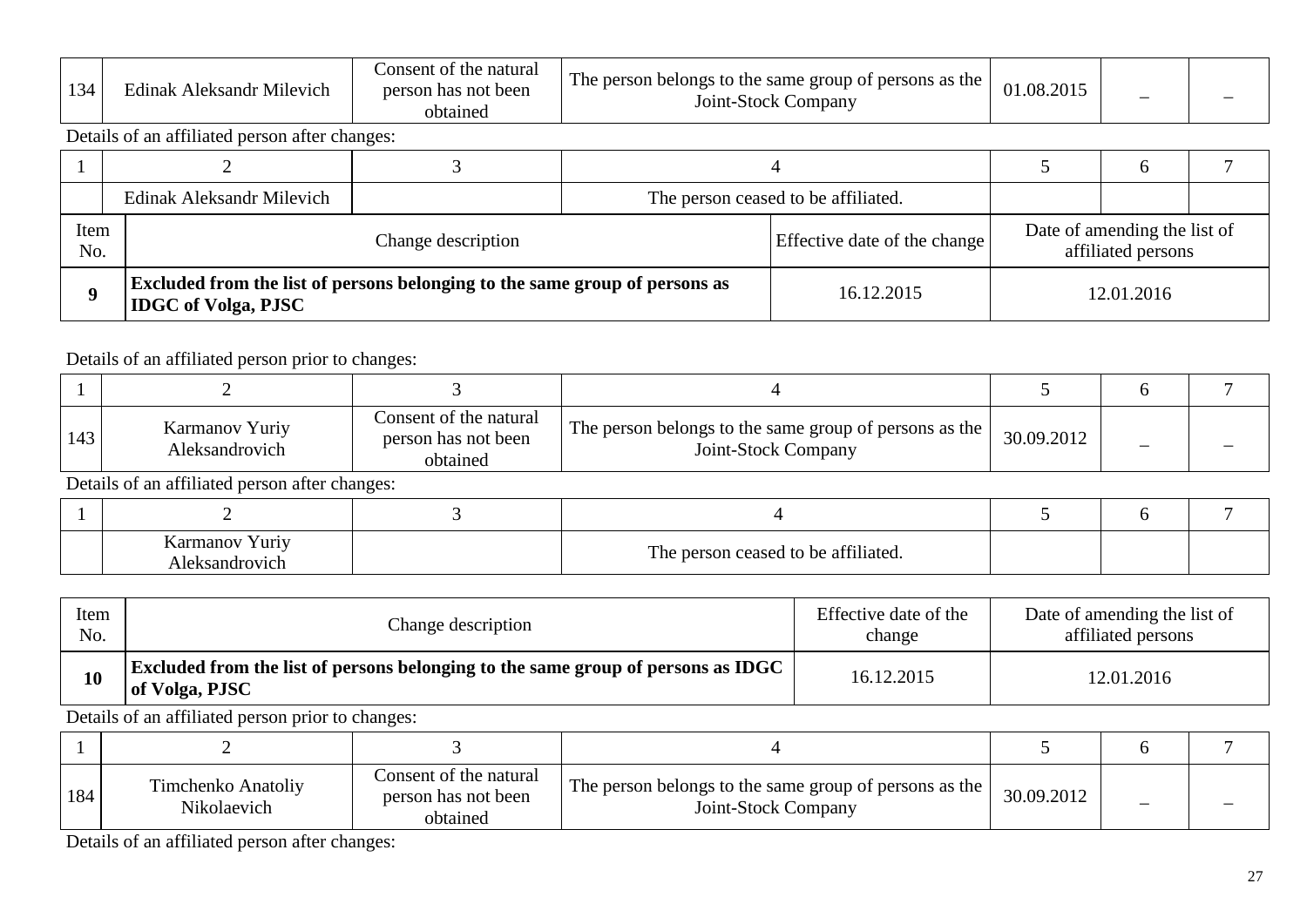| 134 | Edinak Aleksandr Milevich | Consent of the natural person has not been obtained | The person belongs to the same group of persons as the Joint-Stock Company | 01.08.2015 | – | – |
|---|---|---|---|---|---|---|

Details of an affiliated person after changes:

| 1 | 2 | 3 | 4 | 5 | 6 | 7 |
|---|---|---|---|---|---|---|
| | Edinak Aleksandr Milevich | | The person ceased to be affiliated. | | | |

| Item No. | Change description | Effective date of the change | Date of amending the list of affiliated persons |
|---|---|---|---|
| **9** | **Excluded from the list of persons belonging to the same group of persons as IDGC of Volga, PJSC** | 16.12.2015 | 12.01.2016 |

Details of an affiliated person prior to changes:

| 1 | 2 | 3 | 4 | 5 | 6 | 7 |
|---|---|---|---|---|---|---|
| 143 | Karmanov Yuriy Aleksandrovich | Consent of the natural person has not been obtained | The person belongs to the same group of persons as the Joint-Stock Company | 30.09.2012 | – | – |

Details of an affiliated person after changes:

| 1 | 2 | 3 | 4 | 5 | 6 | 7 |
|---|---|---|---|---|---|---|
| | Karmanov Yuriy Aleksandrovich | | The person ceased to be affiliated. | | | |

| Item No. | Change description | Effective date of the change | Date of amending the list of affiliated persons |
|---|---|---|---|
| **10** | **Excluded from the list of persons belonging to the same group of persons as IDGC of Volga, PJSC** | 16.12.2015 | 12.01.2016 |

Details of an affiliated person prior to changes:

| 1 | 2 | 3 | 4 | 5 | 6 | 7 |
|---|---|---|---|---|---|---|
| 184 | Timchenko Anatoliy Nikolaevich | Consent of the natural person has not been obtained | The person belongs to the same group of persons as the Joint-Stock Company | 30.09.2012 | – | – |

Details of an affiliated person after changes: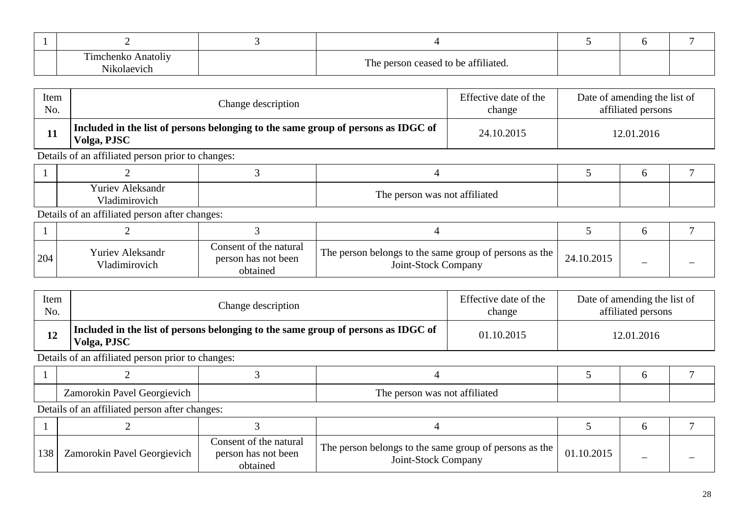| 1 | 2 | 3 | 4 | 5 | 6 | 7 |
|---|---|---|---|---|---|---|
| | Timchenko Anatoliy Nikolaevich | | The person ceased to be affiliated. | | | |

| Item No. | Change description | Effective date of the change | Date of amending the list of affiliated persons |
|---|---|---|---|
| **11** | **Included in the list of persons belonging to the same group of persons as IDGC of Volga, PJSC** | 24.10.2015 | 12.01.2016 |

Details of an affiliated person prior to changes:

| 1 | 2 | 3 | 4 | 5 | 6 | 7 |
|---|---|---|---|---|---|---|
| | Yuriev Aleksandr Vladimirovich | | The person was not affiliated | | | |

Details of an affiliated person after changes:

| 1 | 2 | 3 | 4 | 5 | 6 | 7 |
|---|---|---|---|---|---|---|
| 204 | Yuriev Aleksandr Vladimirovich | Consent of the natural person has not been obtained | The person belongs to the same group of persons as the Joint-Stock Company | 24.10.2015 | – | – |

| Item No. | Change description | Effective date of the change | Date of amending the list of affiliated persons |
|---|---|---|---|
| **12** | **Included in the list of persons belonging to the same group of persons as IDGC of Volga, PJSC** | 01.10.2015 | 12.01.2016 |

Details of an affiliated person prior to changes:

| 1 | 2 | 3 | 4 | 5 | 6 | 7 |
|---|---|---|---|---|---|---|
| | Zamorokin Pavel Georgievich | | The person was not affiliated | | | |

Details of an affiliated person after changes:

| 1 | 2 | 3 | 4 | 5 | 6 | 7 |
|---|---|---|---|---|---|---|
| 138 | Zamorokin Pavel Georgievich | Consent of the natural person has not been obtained | The person belongs to the same group of persons as the Joint-Stock Company | 01.10.2015 | – | – |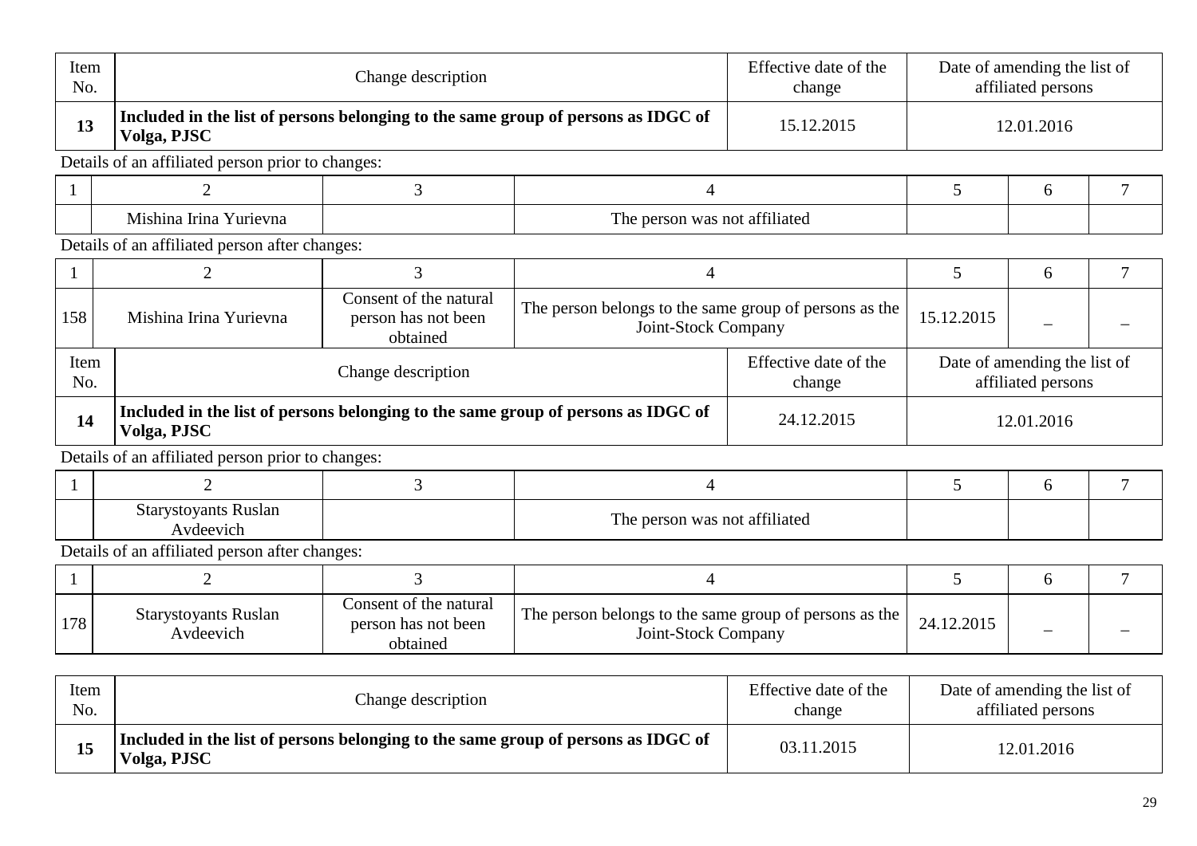| Item No. | Change description | Effective date of the change | Date of amending the list of affiliated persons |
|---|---|---|---|
| **13** | **Included in the list of persons belonging to the same group of persons as IDGC of Volga, PJSC** | 15.12.2015 | 12.01.2016 |

Details of an affiliated person prior to changes:

| 1 | 2 | 3 | 4 | 5 | 6 | 7 |
|---|---|---|---|---|---|---|
| | Mishina Irina Yurievna | | The person was not affiliated | | | |

Details of an affiliated person after changes:

| 1 | 2 | 3 | 4 | 5 | 6 | 7 |
|---|---|---|---|---|---|---|
| 158 | Mishina Irina Yurievna | Consent of the natural person has not been obtained | The person belongs to the same group of persons as the Joint-Stock Company | 15.12.2015 | – | – |

| Item No. | Change description | Effective date of the change | Date of amending the list of affiliated persons |
|---|---|---|---|
| **14** | **Included in the list of persons belonging to the same group of persons as IDGC of Volga, PJSC** | 24.12.2015 | 12.01.2016 |

Details of an affiliated person prior to changes:

| 1 | 2 | 3 | 4 | 5 | 6 | 7 |
|---|---|---|---|---|---|---|
| | Starystoyants Ruslan Avdeevich | | The person was not affiliated | | | |

Details of an affiliated person after changes:

| 1 | 2 | 3 | 4 | 5 | 6 | 7 |
|---|---|---|---|---|---|---|
| 178 | Starystoyants Ruslan Avdeevich | Consent of the natural person has not been obtained | The person belongs to the same group of persons as the Joint-Stock Company | 24.12.2015 | – | – |

| Item No. | Change description | Effective date of the change | Date of amending the list of affiliated persons |
|---|---|---|---|
| **15** | **Included in the list of persons belonging to the same group of persons as IDGC of Volga, PJSC** | 03.11.2015 | 12.01.2016 |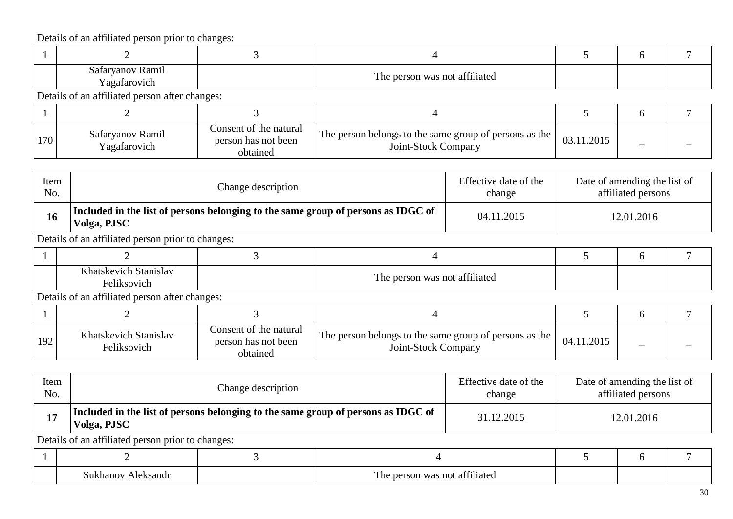Details of an affiliated person prior to changes:

| 1 | 2 | 3 | 4 | 5 | 6 | 7 |
|---|---|---|---|---|---|---|
| | Safaryanov Ramil Yagafarovich | | The person was not affiliated | | | |

Details of an affiliated person after changes:

| 1 | 2 | 3 | 4 | 5 | 6 | 7 |
|---|---|---|---|---|---|---|
| 170 | Safaryanov Ramil Yagafarovich | Consent of the natural person has not been obtained | The person belongs to the same group of persons as the Joint-Stock Company | 03.11.2015 | – | – |

| Item No. | Change description | Effective date of the change | Date of amending the list of affiliated persons |
|---|---|---|---|
| **16** | **Included in the list of persons belonging to the same group of persons as IDGC of Volga, PJSC** | 04.11.2015 | 12.01.2016 |

Details of an affiliated person prior to changes:

| 1 | 2 | 3 | 4 | 5 | 6 | 7 |
|---|---|---|---|---|---|---|
| | Khatskevich Stanislav Feliksovich | | The person was not affiliated | | | |

Details of an affiliated person after changes:

| 1 | 2 | 3 | 4 | 5 | 6 | 7 |
|---|---|---|---|---|---|---|
| 192 | Khatskevich Stanislav Feliksovich | Consent of the natural person has not been obtained | The person belongs to the same group of persons as the Joint-Stock Company | 04.11.2015 | – | – |

| Item No. | Change description | Effective date of the change | Date of amending the list of affiliated persons |
|---|---|---|---|
| **17** | **Included in the list of persons belonging to the same group of persons as IDGC of Volga, PJSC** | 31.12.2015 | 12.01.2016 |

Details of an affiliated person prior to changes:

| 1 | 2 | 3 | 4 | 5 | 6 | 7 |
|---|---|---|---|---|---|---|
| | Sukhanov Aleksandr | | The person was not affiliated | | | |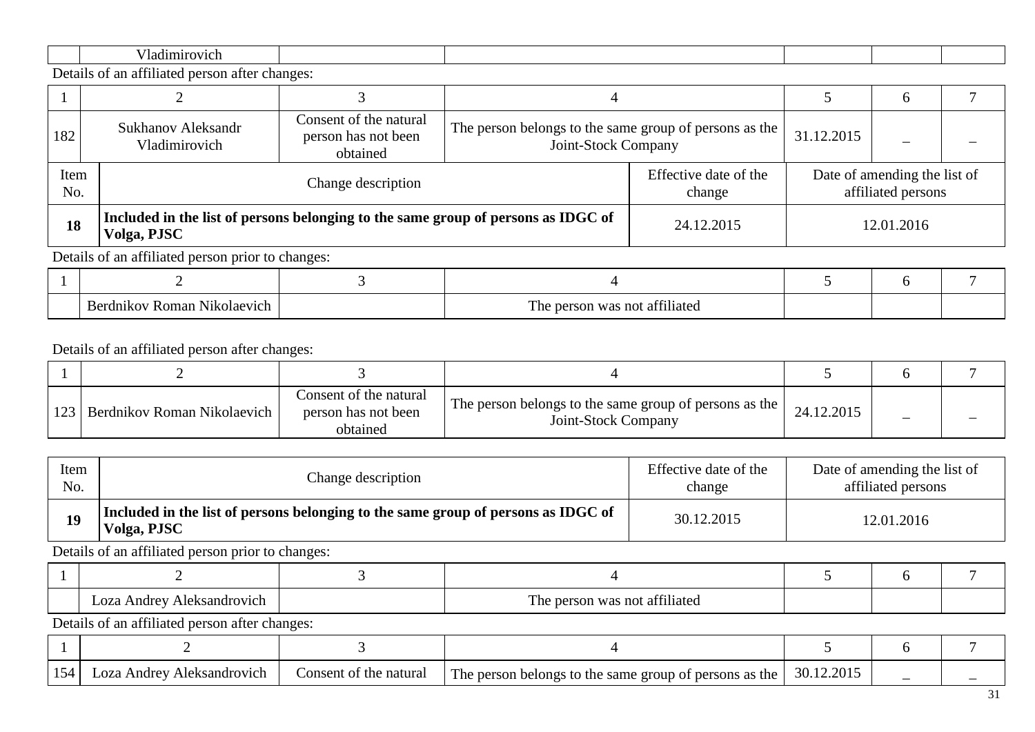| | Vladimirovich | | | | | |
|---|---|---|---|---|---|---|

Details of an affiliated person after changes:

| 1 | 2 | 3 | 4 | 5 | 6 | 7 |
|---|---|---|---|---|---|---|
| 182 | Sukhanov Aleksandr Vladimirovich | Consent of the natural person has not been obtained | The person belongs to the same group of persons as the Joint-Stock Company | 31.12.2015 | – | – |

| Item No. | Change description | Effective date of the change | Date of amending the list of affiliated persons |
|---|---|---|---|
| **18** | **Included in the list of persons belonging to the same group of persons as IDGC of Volga, PJSC** | 24.12.2015 | 12.01.2016 |

Details of an affiliated person prior to changes:

| 1 | 2 | 3 | 4 | 5 | 6 | 7 |
|---|---|---|---|---|---|---|
| | Berdnikov Roman Nikolaevich | | The person was not affiliated | | | |

Details of an affiliated person after changes:

| 1 | 2 | 3 | 4 | 5 | 6 | 7 |
|---|---|---|---|---|---|---|
| 123 | Berdnikov Roman Nikolaevich | Consent of the natural person has not been obtained | The person belongs to the same group of persons as the Joint-Stock Company | 24.12.2015 | – | – |

| Item No. | Change description | Effective date of the change | Date of amending the list of affiliated persons |
|---|---|---|---|
| **19** | **Included in the list of persons belonging to the same group of persons as IDGC of Volga, PJSC** | 30.12.2015 | 12.01.2016 |

Details of an affiliated person prior to changes:

| 1 | 2 | 3 | 4 | 5 | 6 | 7 |
|---|---|---|---|---|---|---|
| | Loza Andrey Aleksandrovich | | The person was not affiliated | | | |

Details of an affiliated person after changes:

| 1 | 2 | 3 | 4 | 5 | 6 | 7 |
|---|---|---|---|---|---|---|
| 154 | Loza Andrey Aleksandrovich | Consent of the natural | The person belongs to the same group of persons as the | 30.12.2015 | – | – |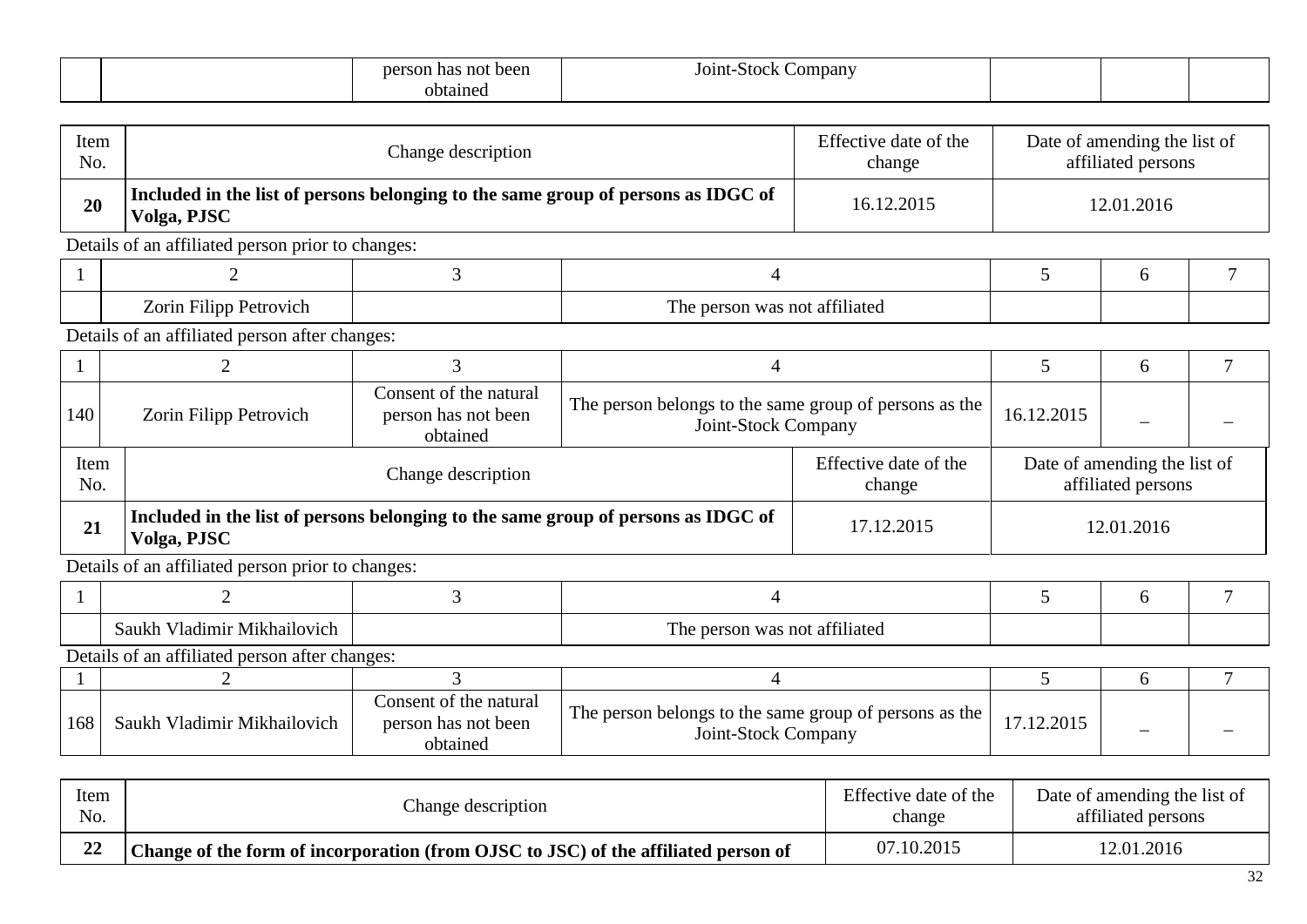|  |  | person has not been obtained | Joint-Stock Company |  |  |  |
|---|---|---|---|---|---|---|

| Item No. | Change description | Effective date of the change | Date of amending the list of affiliated persons |
|---|---|---|---|
| **20** | **Included in the list of persons belonging to the same group of persons as IDGC of Volga, PJSC** | 16.12.2015 | 12.01.2016 |

Details of an affiliated person prior to changes:

| 1 | 2 | 3 | 4 | 5 | 6 | 7 |
|---|---|---|---|---|---|---|
|  | Zorin Filipp Petrovich |  | The person was not affiliated |  |  |  |

Details of an affiliated person after changes:

| 1 | 2 | 3 | 4 | 5 | 6 | 7 |
|---|---|---|---|---|---|---|
| 140 | Zorin Filipp Petrovich | Consent of the natural person has not been obtained | The person belongs to the same group of persons as the Joint-Stock Company | 16.12.2015 | – | – |

| Item No. | Change description | Effective date of the change | Date of amending the list of affiliated persons |
|---|---|---|---|
| **21** | **Included in the list of persons belonging to the same group of persons as IDGC of Volga, PJSC** | 17.12.2015 | 12.01.2016 |

Details of an affiliated person prior to changes:

| 1 | 2 | 3 | 4 | 5 | 6 | 7 |
|---|---|---|---|---|---|---|
|  | Saukh Vladimir Mikhailovich |  | The person was not affiliated |  |  |  |

Details of an affiliated person after changes:

| 1 | 2 | 3 | 4 | 5 | 6 | 7 |
|---|---|---|---|---|---|---|
| 168 | Saukh Vladimir Mikhailovich | Consent of the natural person has not been obtained | The person belongs to the same group of persons as the Joint-Stock Company | 17.12.2015 | – | – |

| Item No. | Change description | Effective date of the change | Date of amending the list of affiliated persons |
|---|---|---|---|
| **22** | **Change of the form of incorporation (from OJSC to JSC) of the affiliated person of** | 07.10.2015 | 12.01.2016 |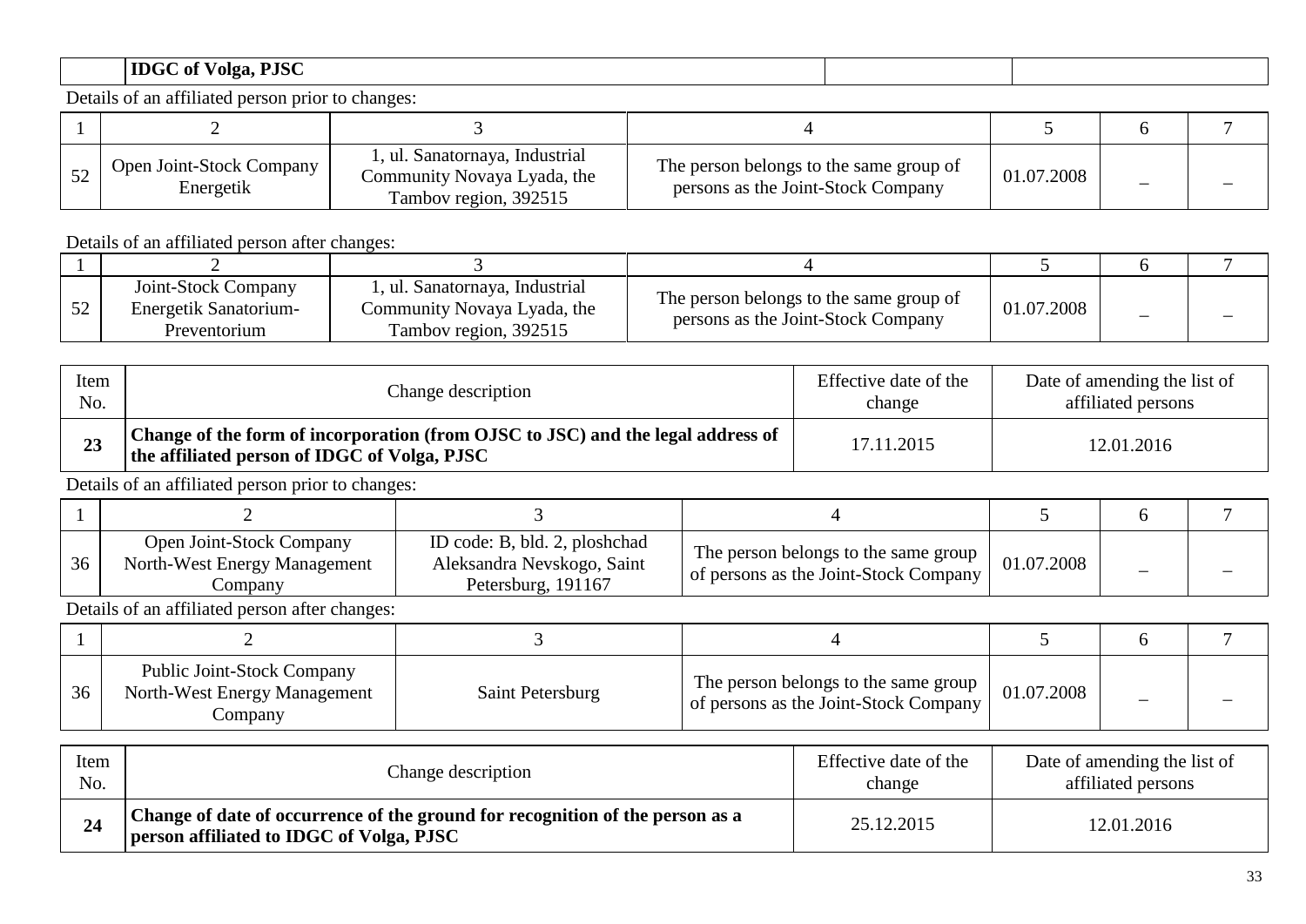| | **IDGC of Volga, PJSC** | | |
|---|---|---|---|

Details of an affiliated person prior to changes:

| 1 | 2 | 3 | 4 | 5 | 6 | 7 |
|---|---|---|---|---|---|---|
| 52 | Open Joint-Stock Company Energetik | 1, ul. Sanatornaya, Industrial Community Novaya Lyada, the Tambov region, 392515 | The person belongs to the same group of persons as the Joint-Stock Company | 01.07.2008 | – | – |

Details of an affiliated person after changes:

| 1 | 2 | 3 | 4 | 5 | 6 | 7 |
|---|---|---|---|---|---|---|
| 52 | Joint-Stock Company Energetik Sanatorium-Preventorium | 1, ul. Sanatornaya, Industrial Community Novaya Lyada, the Tambov region, 392515 | The person belongs to the same group of persons as the Joint-Stock Company | 01.07.2008 | – | – |

| Item No. | Change description | Effective date of the change | Date of amending the list of affiliated persons |
|---|---|---|---|
| **23** | **Change of the form of incorporation (from OJSC to JSC) and the legal address of the affiliated person of IDGC of Volga, PJSC** | 17.11.2015 | 12.01.2016 |

Details of an affiliated person prior to changes:

| 1 | 2 | 3 | 4 | 5 | 6 | 7 |
|---|---|---|---|---|---|---|
| 36 | Open Joint-Stock Company North-West Energy Management Company | ID code: B, bld. 2, ploshchad Aleksandra Nevskogo, Saint Petersburg, 191167 | The person belongs to the same group of persons as the Joint-Stock Company | 01.07.2008 | – | – |

Details of an affiliated person after changes:

| 1 | 2 | 3 | 4 | 5 | 6 | 7 |
|---|---|---|---|---|---|---|
| 36 | Public Joint-Stock Company North-West Energy Management Company | Saint Petersburg | The person belongs to the same group of persons as the Joint-Stock Company | 01.07.2008 | – | – |

| Item No. | Change description | Effective date of the change | Date of amending the list of affiliated persons |
|---|---|---|---|
| **24** | **Change of date of occurrence of the ground for recognition of the person as a person affiliated to IDGC of Volga, PJSC** | 25.12.2015 | 12.01.2016 |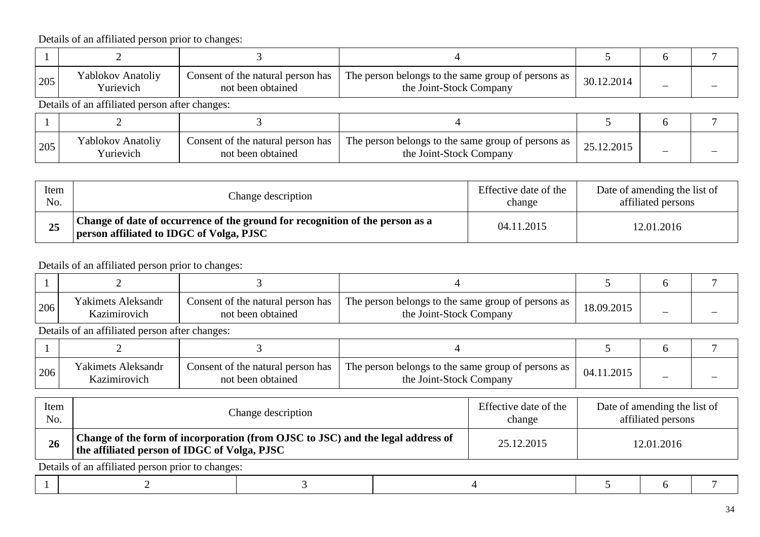Details of an affiliated person prior to changes:

| 1 | 2 | 3 | 4 | 5 | 6 | 7 |
|---|---|---|---|---|---|---|
| 205 | Yablokov Anatoliy Yurievich | Consent of the natural person has not been obtained | The person belongs to the same group of persons as the Joint-Stock Company | 30.12.2014 | – | – |

Details of an affiliated person after changes:

| 1 | 2 | 3 | 4 | 5 | 6 | 7 |
|---|---|---|---|---|---|---|
| 205 | Yablokov Anatoliy Yurievich | Consent of the natural person has not been obtained | The person belongs to the same group of persons as the Joint-Stock Company | 25.12.2015 | – | – |

| Item No. | Change description | Effective date of the change | Date of amending the list of affiliated persons |
|---|---|---|---|
| **25** | **Change of date of occurrence of the ground for recognition of the person as a person affiliated to IDGC of Volga, PJSC** | 04.11.2015 | 12.01.2016 |

Details of an affiliated person prior to changes:

| 1 | 2 | 3 | 4 | 5 | 6 | 7 |
|---|---|---|---|---|---|---|
| 206 | Yakimets Aleksandr Kazimirovich | Consent of the natural person has not been obtained | The person belongs to the same group of persons as the Joint-Stock Company | 18.09.2015 | – | – |

Details of an affiliated person after changes:

| 1 | 2 | 3 | 4 | 5 | 6 | 7 |
|---|---|---|---|---|---|---|
| 206 | Yakimets Aleksandr Kazimirovich | Consent of the natural person has not been obtained | The person belongs to the same group of persons as the Joint-Stock Company | 04.11.2015 | – | – |

| Item No. | Change description | Effective date of the change | Date of amending the list of affiliated persons |
|---|---|---|---|
| **26** | **Change of the form of incorporation (from OJSC to JSC) and the legal address of the affiliated person of IDGC of Volga, PJSC** | 25.12.2015 | 12.01.2016 |

Details of an affiliated person prior to changes:

| 1 | 2 | 3 | 4 | 5 | 6 | 7 |
|---|---|---|---|---|---|---|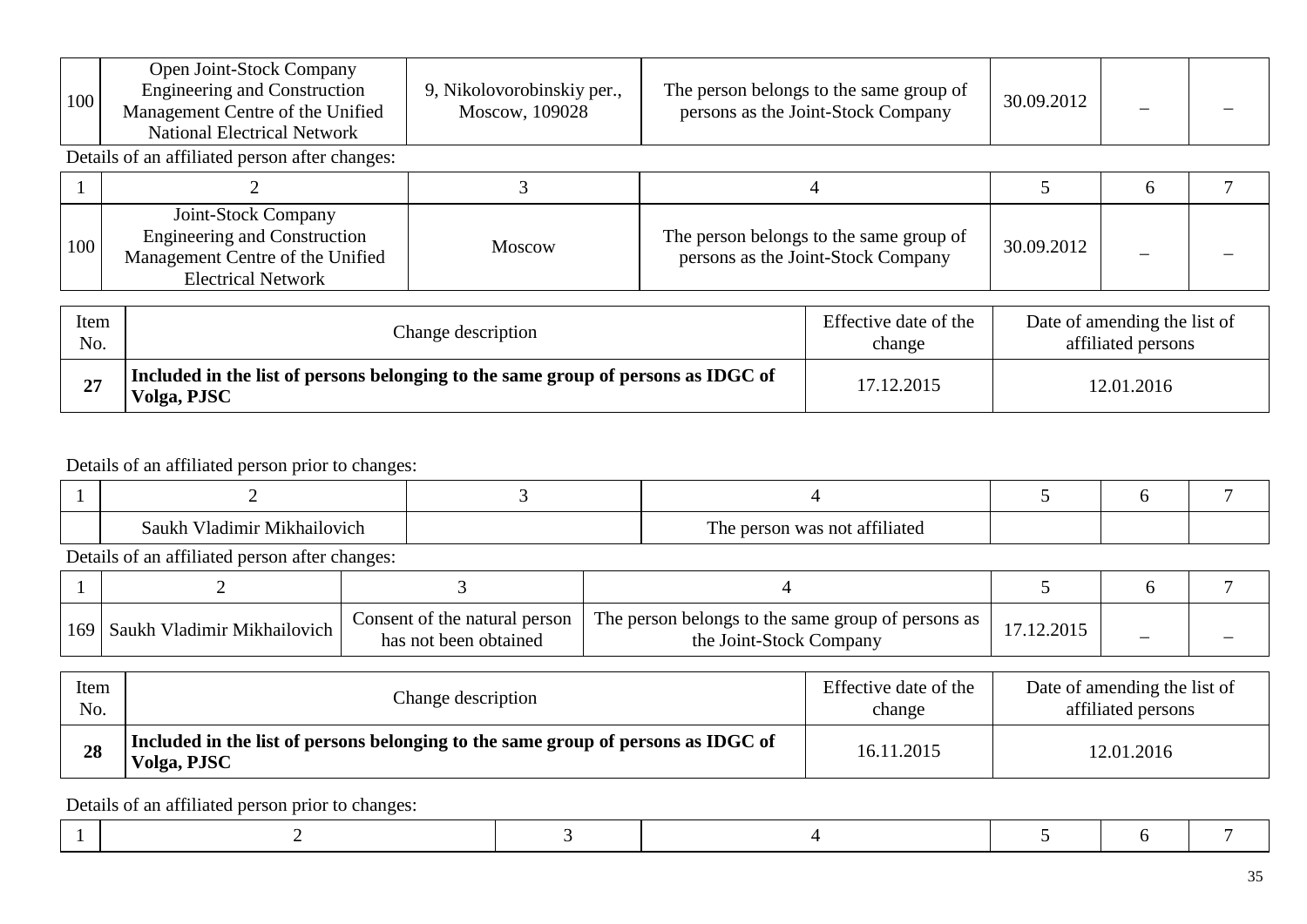| | | | | | | |
|---|---|---|---|---|---|---|
| 100 | Open Joint-Stock Company Engineering and Construction Management Centre of the Unified National Electrical Network | 9, Nikolovorobinskiy per., Moscow, 109028 | The person belongs to the same group of persons as the Joint-Stock Company | 30.09.2012 | – | – |

Details of an affiliated person after changes:

| 1 | 2 | 3 | 4 | 5 | 6 | 7 |
|---|---|---|---|---|---|---|
| 100 | Joint-Stock Company Engineering and Construction Management Centre of the Unified Electrical Network | Moscow | The person belongs to the same group of persons as the Joint-Stock Company | 30.09.2012 | – | – |

| Item No. | Change description | Effective date of the change | Date of amending the list of affiliated persons |
|---|---|---|---|
| **27** | **Included in the list of persons belonging to the same group of persons as IDGC of Volga, PJSC** | 17.12.2015 | 12.01.2016 |

Details of an affiliated person prior to changes:

| 1 | 2 | 3 | 4 | 5 | 6 | 7 |
|---|---|---|---|---|---|---|
| | Saukh Vladimir Mikhailovich | | The person was not affiliated | | | |

Details of an affiliated person after changes:

| 1 | 2 | 3 | 4 | 5 | 6 | 7 |
|---|---|---|---|---|---|---|
| 169 | Saukh Vladimir Mikhailovich | Consent of the natural person has not been obtained | The person belongs to the same group of persons as the Joint-Stock Company | 17.12.2015 | – | – |

| Item No. | Change description | Effective date of the change | Date of amending the list of affiliated persons |
|---|---|---|---|
| **28** | **Included in the list of persons belonging to the same group of persons as IDGC of Volga, PJSC** | 16.11.2015 | 12.01.2016 |

Details of an affiliated person prior to changes:

| 1 | 2 | 3 | 4 | 5 | 6 | 7 |
|---|---|---|---|---|---|---|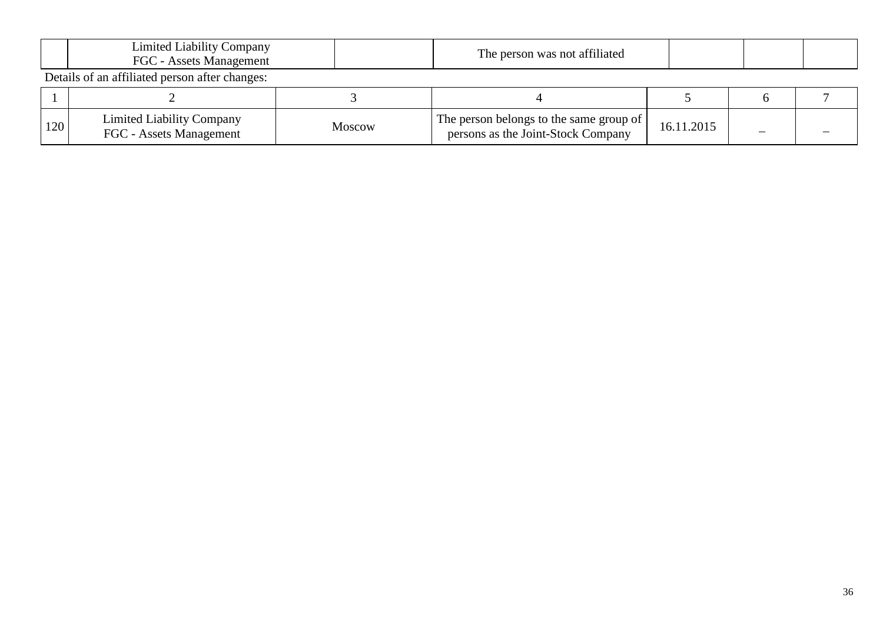| | | | | | | |
|---|---|---|---|---|---|---|
| | Limited Liability Company FGC - Assets Management | | The person was not affiliated | | | |

Details of an affiliated person after changes:

| 1 | 2 | 3 | 4 | 5 | 6 | 7 |
|---|---|---|---|---|---|---|
| 120 | Limited Liability Company FGC - Assets Management | Moscow | The person belongs to the same group of persons as the Joint-Stock Company | 16.11.2015 | – | – |